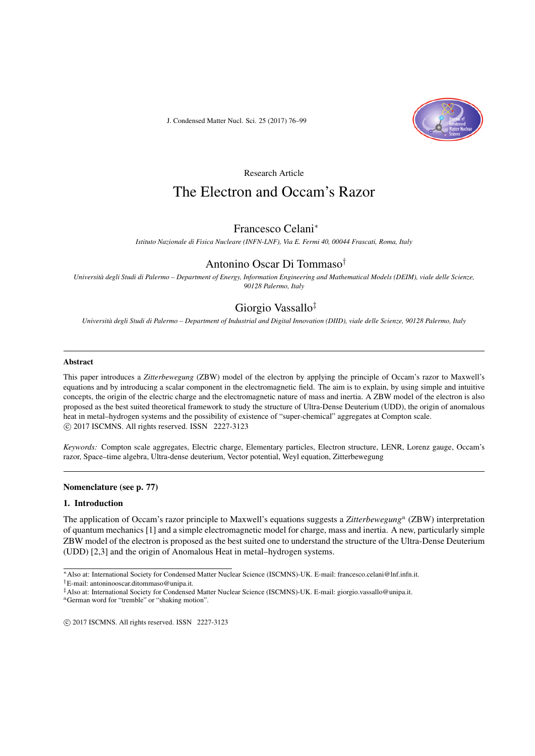Research Article

# The Electron and Occam's Razor

## Francesco Celani[*]

*Istituto Nazionale di Fisica Nucleare (INFN-LNF), Via E. Fermi 40, 00044 Frascati, Roma, Italy*

## Antonino Oscar Di Tommaso[†]

*Università degli Studi di Palermo – Department of Energy, Information Engineering and Mathematical Models (DEIM), viale delle Scienze, 90128 Palermo, Italy*

## Giorgio Vassallo[‡]

*Università degli Studi di Palermo – Department of Industrial and Digital Innovation (DIID), viale delle Scienze, 90128 Palermo, Italy*

---

### Abstract

This paper introduces a *Zitterbewegung* (ZBW) model of the electron by applying the principle of Occam's razor to Maxwell's equations and by introducing a scalar component in the electromagnetic field. The aim is to explain, by using simple and intuitive concepts, the origin of the electric charge and the electromagnetic nature of mass and inertia. A ZBW model of the electron is also proposed as the best suited theoretical framework to study the structure of Ultra-Dense Deuterium (UDD), the origin of anomalous heat in metal–hydrogen systems and the possibility of existence of "super-chemical" aggregates at Compton scale.
© 2017 ISCMNS. All rights reserved. ISSN 2227-3123

*Keywords:* Compton scale aggregates, Electric charge, Elementary particles, Electron structure, LENR, Lorenz gauge, Occam's razor, Space–time algebra, Ultra-dense deuterium, Vector potential, Weyl equation, Zitterbewegung

---

### Nomenclature (see p. 77)

### 1. Introduction

The application of Occam's razor principle to Maxwell's equations suggests a *Zitterbewegung*[a] (ZBW) interpretation of quantum mechanics [1] and a simple electromagnetic model for charge, mass and inertia. A new, particularly simple ZBW model of the electron is proposed as the best suited one to understand the structure of the Ultra-Dense Deuterium (UDD) [2,3] and the origin of Anomalous Heat in metal–hydrogen systems.

---

[*] Also at: International Society for Condensed Matter Nuclear Science (ISCMNS)-UK. E-mail: francesco.celani@lnf.infn.it.

[†] E-mail: antoninooscar.ditommaso@unipa.it.

[‡] Also at: International Society for Condensed Matter Nuclear Science (ISCMNS)-UK. E-mail: giorgio.vassallo@unipa.it.

[a] German word for "tremble" or "shaking motion".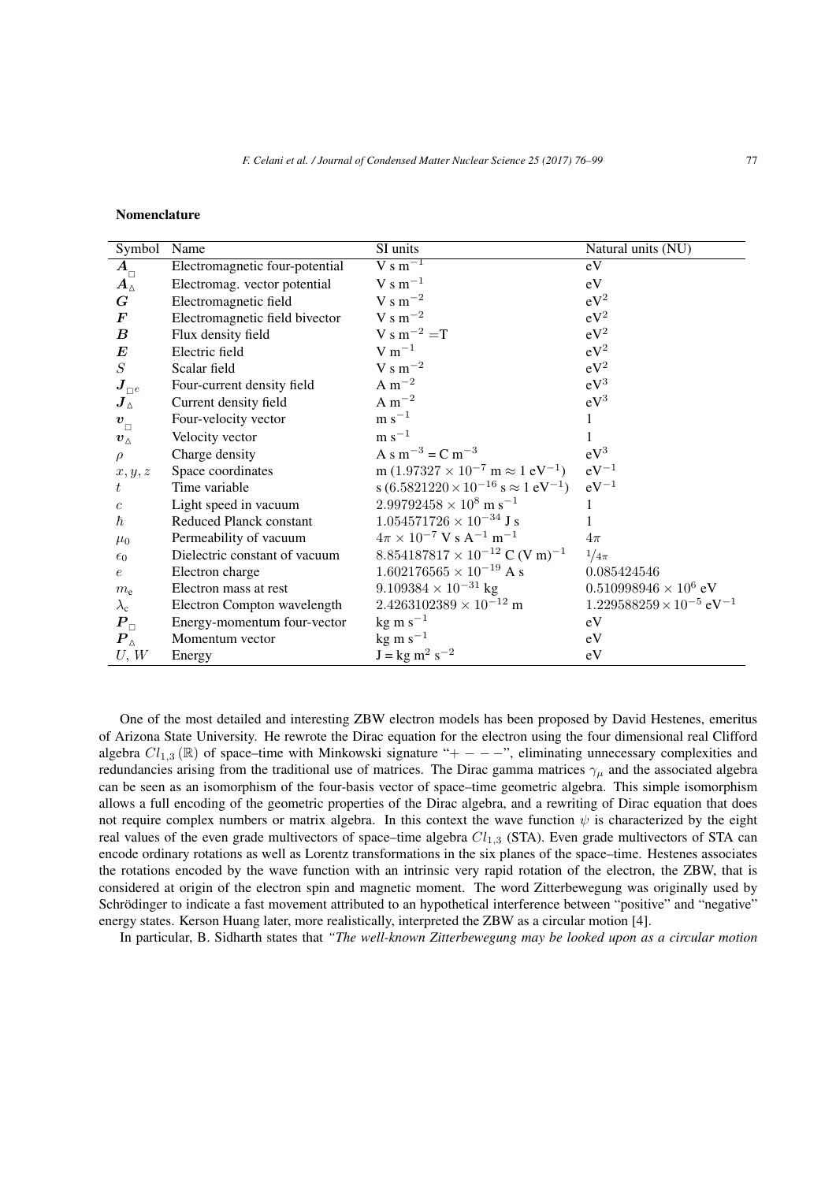### Nomenclature

| Symbol | Name | SI units | Natural units (NU) |
|---|---|---|---|
| $\boldsymbol{A}_{\square}$ | Electromagnetic four-potential | V s m$^{-1}$ | eV |
| $\boldsymbol{A}_{\vartriangle}$ | Electromag. vector potential | V s m$^{-1}$ | eV |
| $\boldsymbol{G}$ | Electromagnetic field | V s m$^{-2}$ | eV$^2$ |
| $\boldsymbol{F}$ | Electromagnetic field bivector | V s m$^{-2}$ | eV$^2$ |
| $\boldsymbol{B}$ | Flux density field | V s m$^{-2}$ =T | eV$^2$ |
| $\boldsymbol{E}$ | Electric field | V m$^{-1}$ | eV$^2$ |
| $S$ | Scalar field | V s m$^{-2}$ | eV$^2$ |
| $\boldsymbol{J}_{\square^e}$ | Four-current density field | A m$^{-2}$ | eV$^3$ |
| $\boldsymbol{J}_{\vartriangle}$ | Current density field | A m$^{-2}$ | eV$^3$ |
| $\boldsymbol{v}_{\square}$ | Four-velocity vector | m s$^{-1}$ | 1 |
| $\boldsymbol{v}_{\vartriangle}$ | Velocity vector | m s$^{-1}$ | 1 |
| $\rho$ | Charge density | A s m$^{-3}$ = C m$^{-3}$ | eV$^3$ |
| $x, y, z$ | Space coordinates | m ($1.97327 \times 10^{-7}$ m $\approx 1$ eV$^{-1}$) | eV$^{-1}$ |
| $t$ | Time variable | s ($6.5821220 \times 10^{-16}$ s $\approx 1$ eV$^{-1}$) | eV$^{-1}$ |
| $c$ | Light speed in vacuum | $2.99792458 \times 10^{8}$ m s$^{-1}$ | 1 |
| $\hbar$ | Reduced Planck constant | $1.054571726 \times 10^{-34}$ J s | 1 |
| $\mu_0$ | Permeability of vacuum | $4\pi \times 10^{-7}$ V s A$^{-1}$ m$^{-1}$ | $4\pi$ |
| $\epsilon_0$ | Dielectric constant of vacuum | $8.854187817 \times 10^{-12}$ C (V m)$^{-1}$ | $1/4\pi$ |
| $e$ | Electron charge | $1.602176565 \times 10^{-19}$ A s | 0.085424546 |
| $m_{\mathrm{e}}$ | Electron mass at rest | $9.109384 \times 10^{-31}$ kg | $0.510998946 \times 10^{6}$ eV |
| $\lambda_{\mathrm{c}}$ | Electron Compton wavelength | $2.4263102389 \times 10^{-12}$ m | $1.229588259 \times 10^{-5}$ eV$^{-1}$ |
| $\boldsymbol{P}_{\square}$ | Energy-momentum four-vector | kg m s$^{-1}$ | eV |
| $\boldsymbol{P}_{\vartriangle}$ | Momentum vector | kg m s$^{-1}$ | eV |
| $U, W$ | Energy | J = kg m$^2$ s$^{-2}$ | eV |

One of the most detailed and interesting ZBW electron models has been proposed by David Hestenes, emeritus of Arizona State University. He rewrote the Dirac equation for the electron using the four dimensional real Clifford algebra $Cl_{1,3}(\mathbb{R})$ of space–time with Minkowski signature "$+ - - -$", eliminating unnecessary complexities and redundancies arising from the traditional use of matrices. The Dirac gamma matrices $\gamma_\mu$ and the associated algebra can be seen as an isomorphism of the four-basis vector of space–time geometric algebra. This simple isomorphism allows a full encoding of the geometric properties of the Dirac algebra, and a rewriting of Dirac equation that does not require complex numbers or matrix algebra. In this context the wave function $\psi$ is characterized by the eight real values of the even grade multivectors of space–time algebra $Cl_{1,3}$ (STA). Even grade multivectors of STA can encode ordinary rotations as well as Lorentz transformations in the six planes of the space–time. Hestenes associates the rotations encoded by the wave function with an intrinsic very rapid rotation of the electron, the ZBW, that is considered at origin of the electron spin and magnetic moment. The word Zitterbewegung was originally used by Schrödinger to indicate a fast movement attributed to an hypothetical interference between "positive" and "negative" energy states. Kerson Huang later, more realistically, interpreted the ZBW as a circular motion [4].

In particular, B. Sidharth states that *"The well-known Zitterbewegung may be looked upon as a circular motion*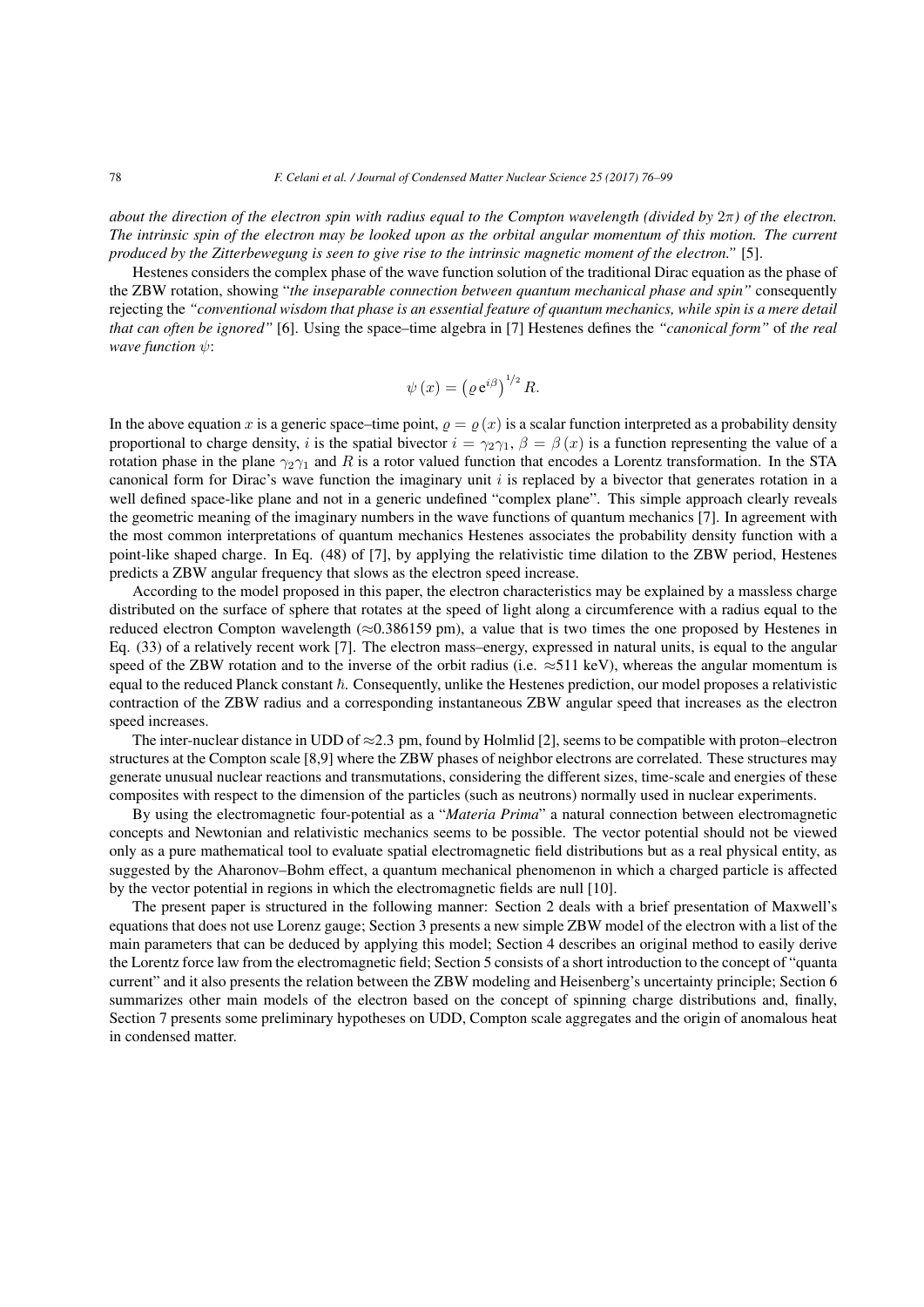*about the direction of the electron spin with radius equal to the Compton wavelength (divided by $2\pi$) of the electron. The intrinsic spin of the electron may be looked upon as the orbital angular momentum of this motion. The current produced by the Zitterbewegung is seen to give rise to the intrinsic magnetic moment of the electron."* [5].

Hestenes considers the complex phase of the wave function solution of the traditional Dirac equation as the phase of the ZBW rotation, showing "*the inseparable connection between quantum mechanical phase and spin"* consequently rejecting the *"conventional wisdom that phase is an essential feature of quantum mechanics, while spin is a mere detail that can often be ignored"* [6]. Using the space–time algebra in [7] Hestenes defines the *"canonical form"* of *the real wave function* $\psi$:

$$\psi(x) = \left(\varrho\, \mathrm{e}^{i\beta}\right)^{1/2} R.$$

In the above equation $x$ is a generic space–time point, $\varrho = \varrho(x)$ is a scalar function interpreted as a probability density proportional to charge density, $i$ is the spatial bivector $i = \gamma_2\gamma_1$, $\beta = \beta(x)$ is a function representing the value of a rotation phase in the plane $\gamma_2\gamma_1$ and $R$ is a rotor valued function that encodes a Lorentz transformation. In the STA canonical form for Dirac's wave function the imaginary unit $i$ is replaced by a bivector that generates rotation in a well defined space-like plane and not in a generic undefined "complex plane". This simple approach clearly reveals the geometric meaning of the imaginary numbers in the wave functions of quantum mechanics [7]. In agreement with the most common interpretations of quantum mechanics Hestenes associates the probability density function with a point-like shaped charge. In Eq. (48) of [7], by applying the relativistic time dilation to the ZBW period, Hestenes predicts a ZBW angular frequency that slows as the electron speed increase.

According to the model proposed in this paper, the electron characteristics may be explained by a massless charge distributed on the surface of sphere that rotates at the speed of light along a circumference with a radius equal to the reduced electron Compton wavelength ($\approx$0.386159 pm), a value that is two times the one proposed by Hestenes in Eq. (33) of a relatively recent work [7]. The electron mass–energy, expressed in natural units, is equal to the angular speed of the ZBW rotation and to the inverse of the orbit radius (i.e. $\approx$511 keV), whereas the angular momentum is equal to the reduced Planck constant $\hbar$. Consequently, unlike the Hestenes prediction, our model proposes a relativistic contraction of the ZBW radius and a corresponding instantaneous ZBW angular speed that increases as the electron speed increases.

The inter-nuclear distance in UDD of $\approx$2.3 pm, found by Holmlid [2], seems to be compatible with proton–electron structures at the Compton scale [8,9] where the ZBW phases of neighbor electrons are correlated. These structures may generate unusual nuclear reactions and transmutations, considering the different sizes, time-scale and energies of these composites with respect to the dimension of the particles (such as neutrons) normally used in nuclear experiments.

By using the electromagnetic four-potential as a "*Materia Prima*" a natural connection between electromagnetic concepts and Newtonian and relativistic mechanics seems to be possible. The vector potential should not be viewed only as a pure mathematical tool to evaluate spatial electromagnetic field distributions but as a real physical entity, as suggested by the Aharonov–Bohm effect, a quantum mechanical phenomenon in which a charged particle is affected by the vector potential in regions in which the electromagnetic fields are null [10].

The present paper is structured in the following manner: Section 2 deals with a brief presentation of Maxwell's equations that does not use Lorenz gauge; Section 3 presents a new simple ZBW model of the electron with a list of the main parameters that can be deduced by applying this model; Section 4 describes an original method to easily derive the Lorentz force law from the electromagnetic field; Section 5 consists of a short introduction to the concept of "quanta current" and it also presents the relation between the ZBW modeling and Heisenberg's uncertainty principle; Section 6 summarizes other main models of the electron based on the concept of spinning charge distributions and, finally, Section 7 presents some preliminary hypotheses on UDD, Compton scale aggregates and the origin of anomalous heat in condensed matter.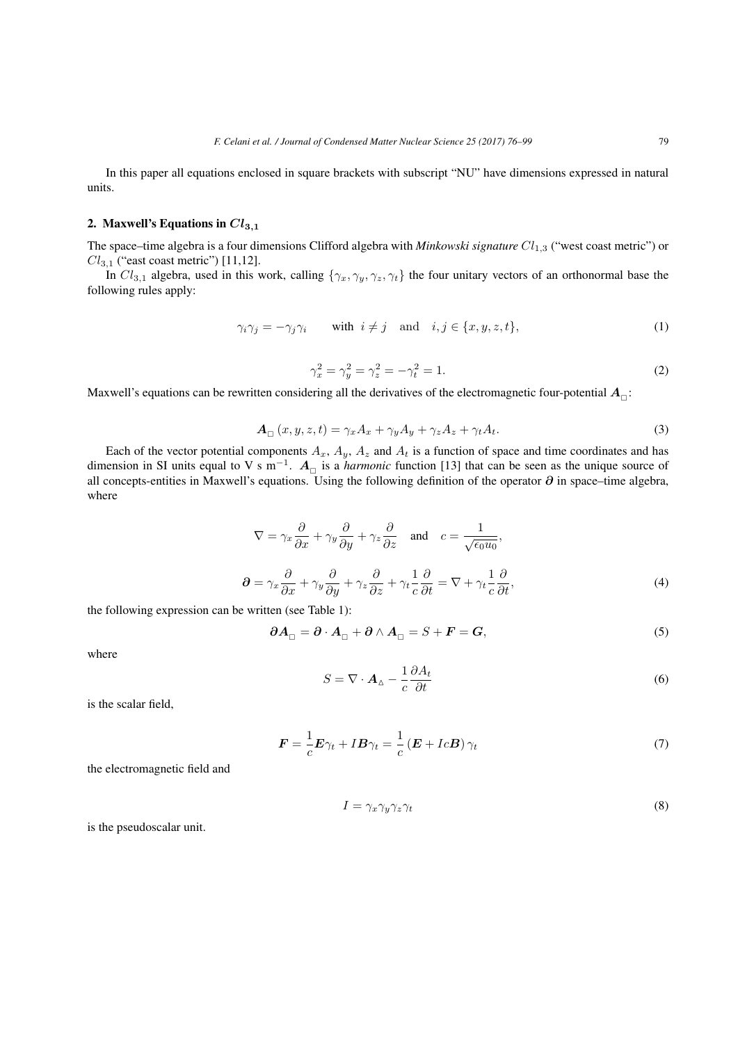In this paper all equations enclosed in square brackets with subscript "NU" have dimensions expressed in natural units.

## 2. Maxwell's Equations in $Cl_{3,1}$

The space–time algebra is a four dimensions Clifford algebra with *Minkowski signature* $Cl_{1,3}$ ("west coast metric") or $Cl_{3,1}$ ("east coast metric") [11,12].

In $Cl_{3,1}$ algebra, used in this work, calling $\{\gamma_x, \gamma_y, \gamma_z, \gamma_t\}$ the four unitary vectors of an orthonormal base the following rules apply:

$$\gamma_i \gamma_j = -\gamma_j \gamma_i \qquad \text{with} \;\; i \neq j \quad \text{and} \quad i, j \in \{x, y, z, t\}, \tag{1}$$

$$\gamma_x^2 = \gamma_y^2 = \gamma_z^2 = -\gamma_t^2 = 1. \tag{2}$$

Maxwell's equations can be rewritten considering all the derivatives of the electromagnetic four-potential $\boldsymbol{A}_{\square}$:

$$\boldsymbol{A}_{\square}(x, y, z, t) = \gamma_x A_x + \gamma_y A_y + \gamma_z A_z + \gamma_t A_t. \tag{3}$$

Each of the vector potential components $A_x$, $A_y$, $A_z$ and $A_t$ is a function of space and time coordinates and has dimension in SI units equal to V s m$^{-1}$. $\boldsymbol{A}_{\square}$ is a *harmonic* function [13] that can be seen as the unique source of all concepts-entities in Maxwell's equations. Using the following definition of the operator $\boldsymbol{\partial}$ in space–time algebra, where

$$\nabla = \gamma_x \frac{\partial}{\partial x} + \gamma_y \frac{\partial}{\partial y} + \gamma_z \frac{\partial}{\partial z} \quad \text{and} \quad c = \frac{1}{\sqrt{\epsilon_0 u_0}},$$

$$\boldsymbol{\partial} = \gamma_x \frac{\partial}{\partial x} + \gamma_y \frac{\partial}{\partial y} + \gamma_z \frac{\partial}{\partial z} + \gamma_t \frac{1}{c} \frac{\partial}{\partial t} = \nabla + \gamma_t \frac{1}{c} \frac{\partial}{\partial t}, \tag{4}$$

the following expression can be written (see Table 1):

$$\boldsymbol{\partial} \boldsymbol{A}_{\square} = \boldsymbol{\partial} \cdot \boldsymbol{A}_{\square} + \boldsymbol{\partial} \wedge \boldsymbol{A}_{\square} = S + \boldsymbol{F} = \boldsymbol{G}, \tag{5}$$

where

$$S = \nabla \cdot \boldsymbol{A}_{\vartriangle} - \frac{1}{c} \frac{\partial A_t}{\partial t} \tag{6}$$

is the scalar field,

$$\boldsymbol{F} = \frac{1}{c} \boldsymbol{E} \gamma_t + I \boldsymbol{B} \gamma_t = \frac{1}{c} (\boldsymbol{E} + I c \boldsymbol{B}) \gamma_t \tag{7}$$

the electromagnetic field and

$$I = \gamma_x \gamma_y \gamma_z \gamma_t \tag{8}$$

is the pseudoscalar unit.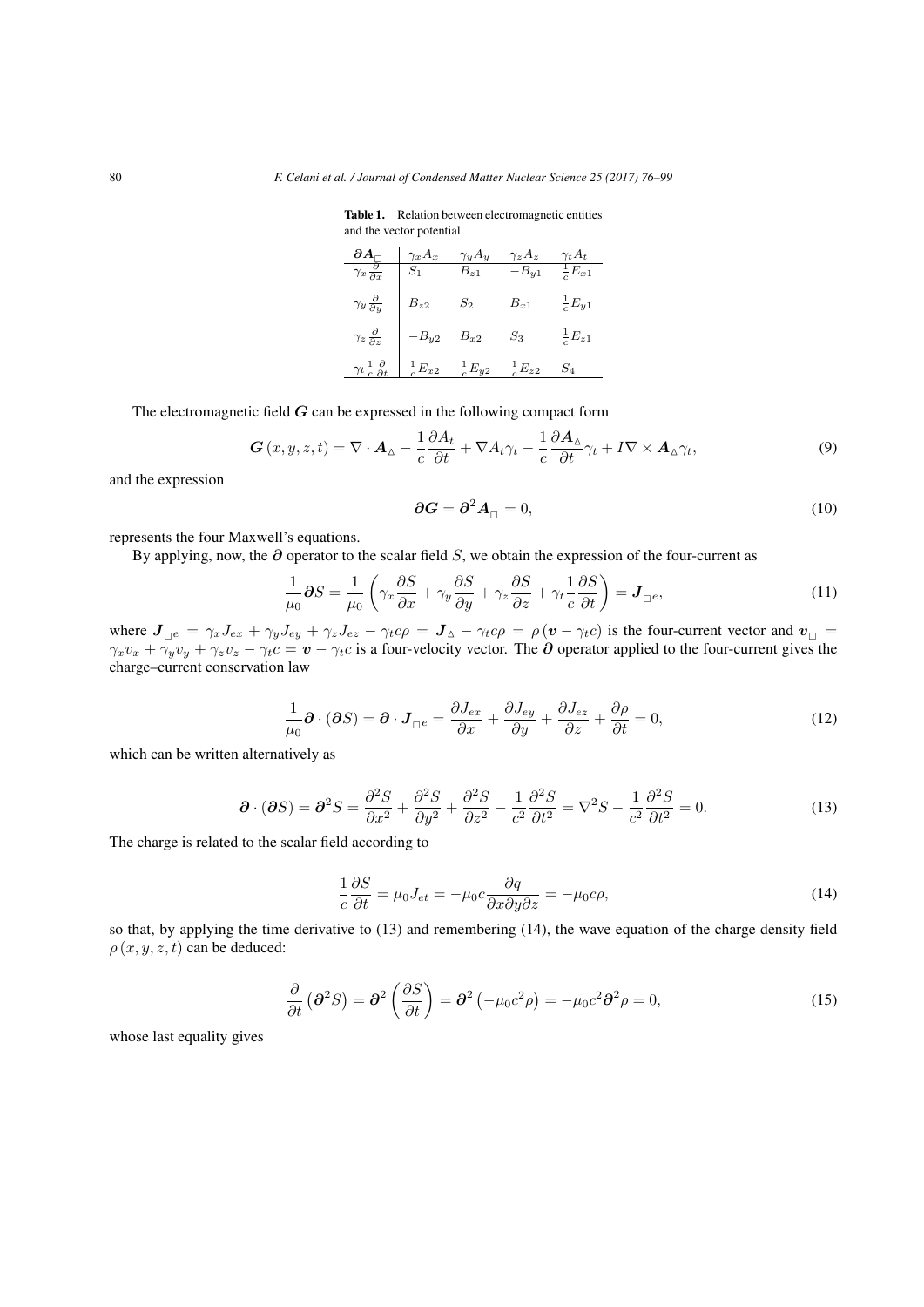**Table 1.** Relation between electromagnetic entities and the vector potential.

| $\boldsymbol{\partial A}_{\square}$ | $\gamma_x A_x$ | $\gamma_y A_y$ | $\gamma_z A_z$ | $\gamma_t A_t$ |
|---|---|---|---|---|
| $\gamma_x \frac{\partial}{\partial x}$ | $S_1$ | $B_{z1}$ | $-B_{y1}$ | $\frac{1}{c}E_{x1}$ |
| $\gamma_y \frac{\partial}{\partial y}$ | $B_{z2}$ | $S_2$ | $B_{x1}$ | $\frac{1}{c}E_{y1}$ |
| $\gamma_z \frac{\partial}{\partial z}$ | $-B_{y2}$ | $B_{x2}$ | $S_3$ | $\frac{1}{c}E_{z1}$ |
| $\gamma_t \frac{1}{c}\frac{\partial}{\partial t}$ | $\frac{1}{c}E_{x2}$ | $\frac{1}{c}E_{y2}$ | $\frac{1}{c}E_{z2}$ | $S_4$ |

The electromagnetic field $\boldsymbol{G}$ can be expressed in the following compact form

$$\boldsymbol{G}(x,y,z,t) = \nabla \cdot \boldsymbol{A}_{\vartriangle} - \frac{1}{c}\frac{\partial A_t}{\partial t} + \nabla A_t \gamma_t - \frac{1}{c}\frac{\partial \boldsymbol{A}_{\vartriangle}}{\partial t}\gamma_t + I\nabla \times \boldsymbol{A}_{\vartriangle}\gamma_t, \tag{9}$$

and the expression

$$\boldsymbol{\partial G} = \boldsymbol{\partial}^2 \boldsymbol{A}_{\square} = 0, \tag{10}$$

represents the four Maxwell's equations.

By applying, now, the $\boldsymbol{\partial}$ operator to the scalar field $S$, we obtain the expression of the four-current as

$$\frac{1}{\mu_0}\boldsymbol{\partial} S = \frac{1}{\mu_0}\left(\gamma_x \frac{\partial S}{\partial x} + \gamma_y \frac{\partial S}{\partial y} + \gamma_z \frac{\partial S}{\partial z} + \gamma_t \frac{1}{c}\frac{\partial S}{\partial t}\right) = \boldsymbol{J}_{\square e}, \tag{11}$$

where $\boldsymbol{J}_{\square e} = \gamma_x J_{ex} + \gamma_y J_{ey} + \gamma_z J_{ez} - \gamma_t c\rho = \boldsymbol{J}_{\vartriangle} - \gamma_t c\rho = \rho(\boldsymbol{v} - \gamma_t c)$ is the four-current vector and $\boldsymbol{v}_{\square} = \gamma_x v_x + \gamma_y v_y + \gamma_z v_z - \gamma_t c = \boldsymbol{v} - \gamma_t c$ is a four-velocity vector. The $\boldsymbol{\partial}$ operator applied to the four-current gives the charge–current conservation law

$$\frac{1}{\mu_0}\boldsymbol{\partial} \cdot (\boldsymbol{\partial} S) = \boldsymbol{\partial} \cdot \boldsymbol{J}_{\square e} = \frac{\partial J_{ex}}{\partial x} + \frac{\partial J_{ey}}{\partial y} + \frac{\partial J_{ez}}{\partial z} + \frac{\partial \rho}{\partial t} = 0, \tag{12}$$

which can be written alternatively as

$$\boldsymbol{\partial} \cdot (\boldsymbol{\partial} S) = \boldsymbol{\partial}^2 S = \frac{\partial^2 S}{\partial x^2} + \frac{\partial^2 S}{\partial y^2} + \frac{\partial^2 S}{\partial z^2} - \frac{1}{c^2}\frac{\partial^2 S}{\partial t^2} = \nabla^2 S - \frac{1}{c^2}\frac{\partial^2 S}{\partial t^2} = 0. \tag{13}$$

The charge is related to the scalar field according to

$$\frac{1}{c}\frac{\partial S}{\partial t} = \mu_0 J_{et} = -\mu_0 c \frac{\partial q}{\partial x \partial y \partial z} = -\mu_0 c\rho, \tag{14}$$

so that, by applying the time derivative to (13) and remembering (14), the wave equation of the charge density field $\rho(x,y,z,t)$ can be deduced:

$$\frac{\partial}{\partial t}\left(\boldsymbol{\partial}^2 S\right) = \boldsymbol{\partial}^2 \left(\frac{\partial S}{\partial t}\right) = \boldsymbol{\partial}^2 \left(-\mu_0 c^2 \rho\right) = -\mu_0 c^2 \boldsymbol{\partial}^2 \rho = 0, \tag{15}$$

whose last equality gives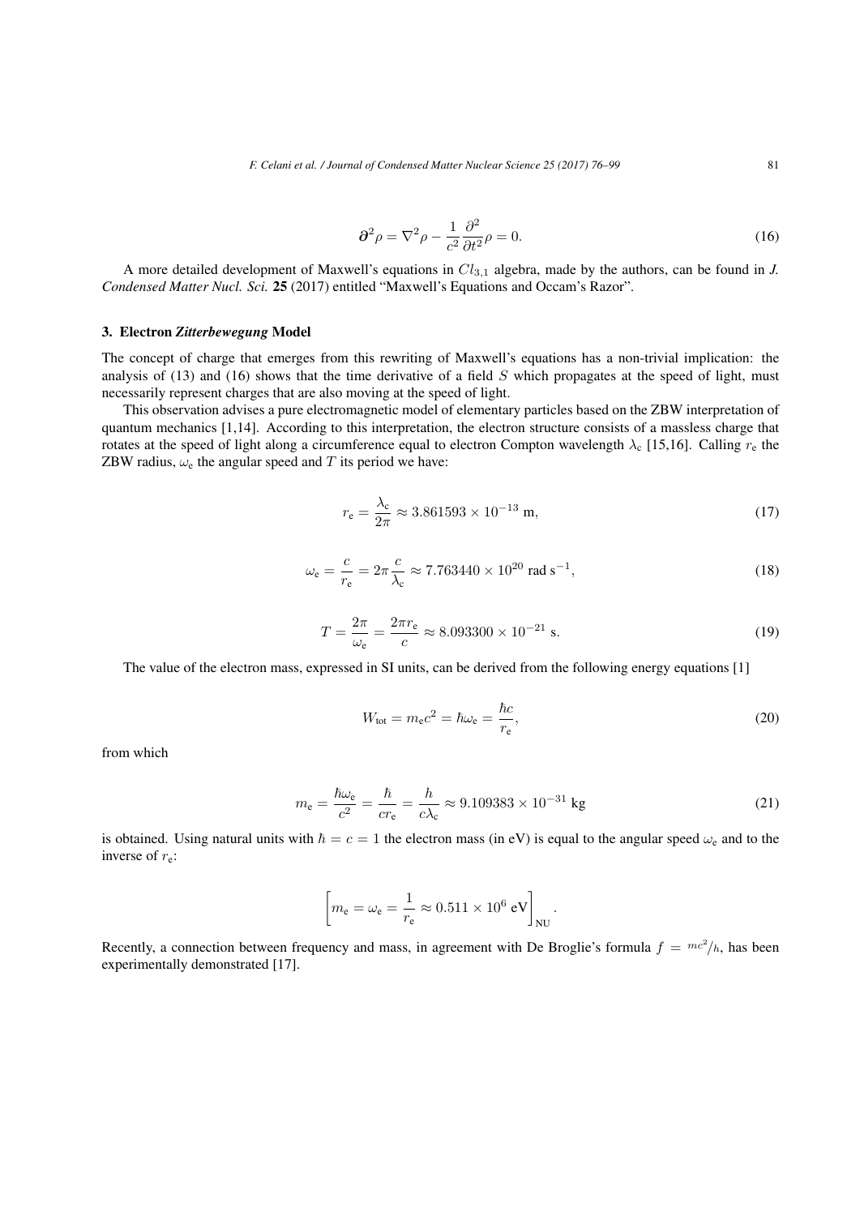$$\partial^2 \rho = \nabla^2 \rho - \frac{1}{c^2}\frac{\partial^2}{\partial t^2}\rho = 0. \tag{16}$$

A more detailed development of Maxwell's equations in $Cl_{3,1}$ algebra, made by the authors, can be found in *J. Condensed Matter Nucl. Sci.* **25** (2017) entitled "Maxwell's Equations and Occam's Razor".

## 3. Electron *Zitterbewegung* Model

The concept of charge that emerges from this rewriting of Maxwell's equations has a non-trivial implication: the analysis of (13) and (16) shows that the time derivative of a field $S$ which propagates at the speed of light, must necessarily represent charges that are also moving at the speed of light.

This observation advises a pure electromagnetic model of elementary particles based on the ZBW interpretation of quantum mechanics [1,14]. According to this interpretation, the electron structure consists of a massless charge that rotates at the speed of light along a circumference equal to electron Compton wavelength $\lambda_c$ [15,16]. Calling $r_e$ the ZBW radius, $\omega_e$ the angular speed and $T$ its period we have:

$$r_e = \frac{\lambda_c}{2\pi} \approx 3.861593 \times 10^{-13}\ \text{m}, \tag{17}$$

$$\omega_e = \frac{c}{r_e} = 2\pi\frac{c}{\lambda_c} \approx 7.763440 \times 10^{20}\ \text{rad s}^{-1}, \tag{18}$$

$$T = \frac{2\pi}{\omega_e} = \frac{2\pi r_e}{c} \approx 8.093300 \times 10^{-21}\ \text{s}. \tag{19}$$

The value of the electron mass, expressed in SI units, can be derived from the following energy equations [1]

$$W_{\text{tot}} = m_e c^2 = \hbar\omega_e = \frac{\hbar c}{r_e}, \tag{20}$$

from which

$$m_e = \frac{\hbar\omega_e}{c^2} = \frac{\hbar}{c r_e} = \frac{h}{c\lambda_c} \approx 9.109383 \times 10^{-31}\ \text{kg} \tag{21}$$

is obtained. Using natural units with $\hbar = c = 1$ the electron mass (in eV) is equal to the angular speed $\omega_e$ and to the inverse of $r_e$:

$$\left[ m_e = \omega_e = \frac{1}{r_e} \approx 0.511 \times 10^6\ \text{eV} \right]_{\text{NU}}.$$

Recently, a connection between frequency and mass, in agreement with De Broglie's formula $f = {mc^2}/{h}$, has been experimentally demonstrated [17].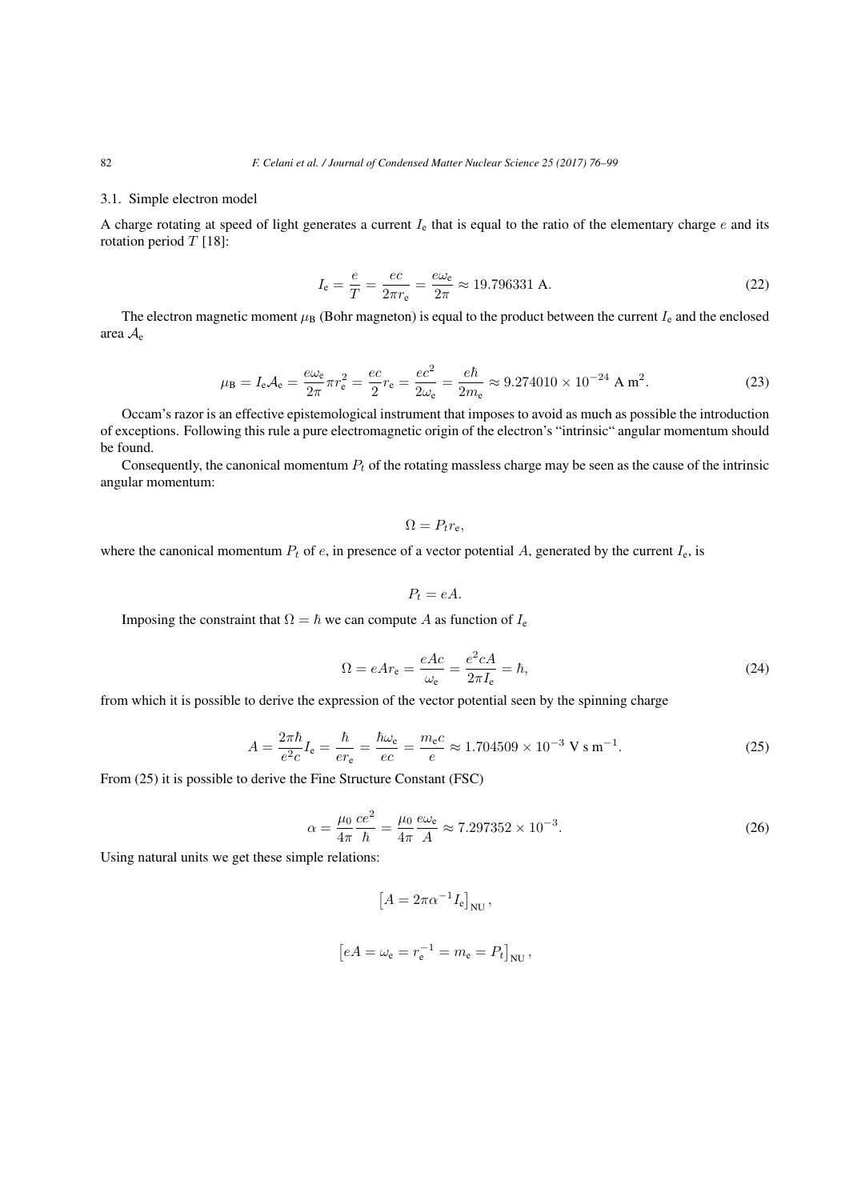### 3.1. Simple electron model

A charge rotating at speed of light generates a current $I_\mathrm{e}$ that is equal to the ratio of the elementary charge $e$ and its rotation period $T$ [18]:

$$I_\mathrm{e} = \frac{e}{T} = \frac{ec}{2\pi r_\mathrm{e}} = \frac{e\omega_\mathrm{e}}{2\pi} \approx 19.796331 \text{ A}. \tag{22}$$

The electron magnetic moment $\mu_\mathrm{B}$ (Bohr magneton) is equal to the product between the current $I_\mathrm{e}$ and the enclosed area $\mathcal{A}_\mathrm{e}$

$$\mu_\mathrm{B} = I_\mathrm{e}\mathcal{A}_\mathrm{e} = \frac{e\omega_\mathrm{e}}{2\pi}\pi r_\mathrm{e}^2 = \frac{ec}{2}r_\mathrm{e} = \frac{ec^2}{2\omega_\mathrm{e}} = \frac{e\hbar}{2m_\mathrm{e}} \approx 9.274010 \times 10^{-24} \text{ A m}^2. \tag{23}$$

Occam's razor is an effective epistemological instrument that imposes to avoid as much as possible the introduction of exceptions. Following this rule a pure electromagnetic origin of the electron's "intrinsic" angular momentum should be found.

Consequently, the canonical momentum $P_t$ of the rotating massless charge may be seen as the cause of the intrinsic angular momentum:

$$\Omega = P_t r_\mathrm{e},$$

where the canonical momentum $P_t$ of $e$, in presence of a vector potential $A$, generated by the current $I_\mathrm{e}$, is

$$P_t = eA.$$

Imposing the constraint that $\Omega = \hbar$ we can compute $A$ as function of $I_\mathrm{e}$

$$\Omega = eAr_\mathrm{e} = \frac{eAc}{\omega_\mathrm{e}} = \frac{e^2cA}{2\pi I_\mathrm{e}} = \hbar, \tag{24}$$

from which it is possible to derive the expression of the vector potential seen by the spinning charge

$$A = \frac{2\pi\hbar}{e^2c}I_\mathrm{e} = \frac{\hbar}{er_\mathrm{e}} = \frac{\hbar\omega_\mathrm{e}}{ec} = \frac{m_\mathrm{e}c}{e} \approx 1.704509 \times 10^{-3} \text{ V s m}^{-1}. \tag{25}$$

From (25) it is possible to derive the Fine Structure Constant (FSC)

$$\alpha = \frac{\mu_0}{4\pi}\frac{ce^2}{\hbar} = \frac{\mu_0}{4\pi}\frac{e\omega_\mathrm{e}}{A} \approx 7.297352 \times 10^{-3}. \tag{26}$$

Using natural units we get these simple relations:

$$\left[A = 2\pi\alpha^{-1}I_\mathrm{e}\right]_\mathrm{NU},$$

$$\left[eA = \omega_\mathrm{e} = r_\mathrm{e}^{-1} = m_\mathrm{e} = P_t\right]_\mathrm{NU},$$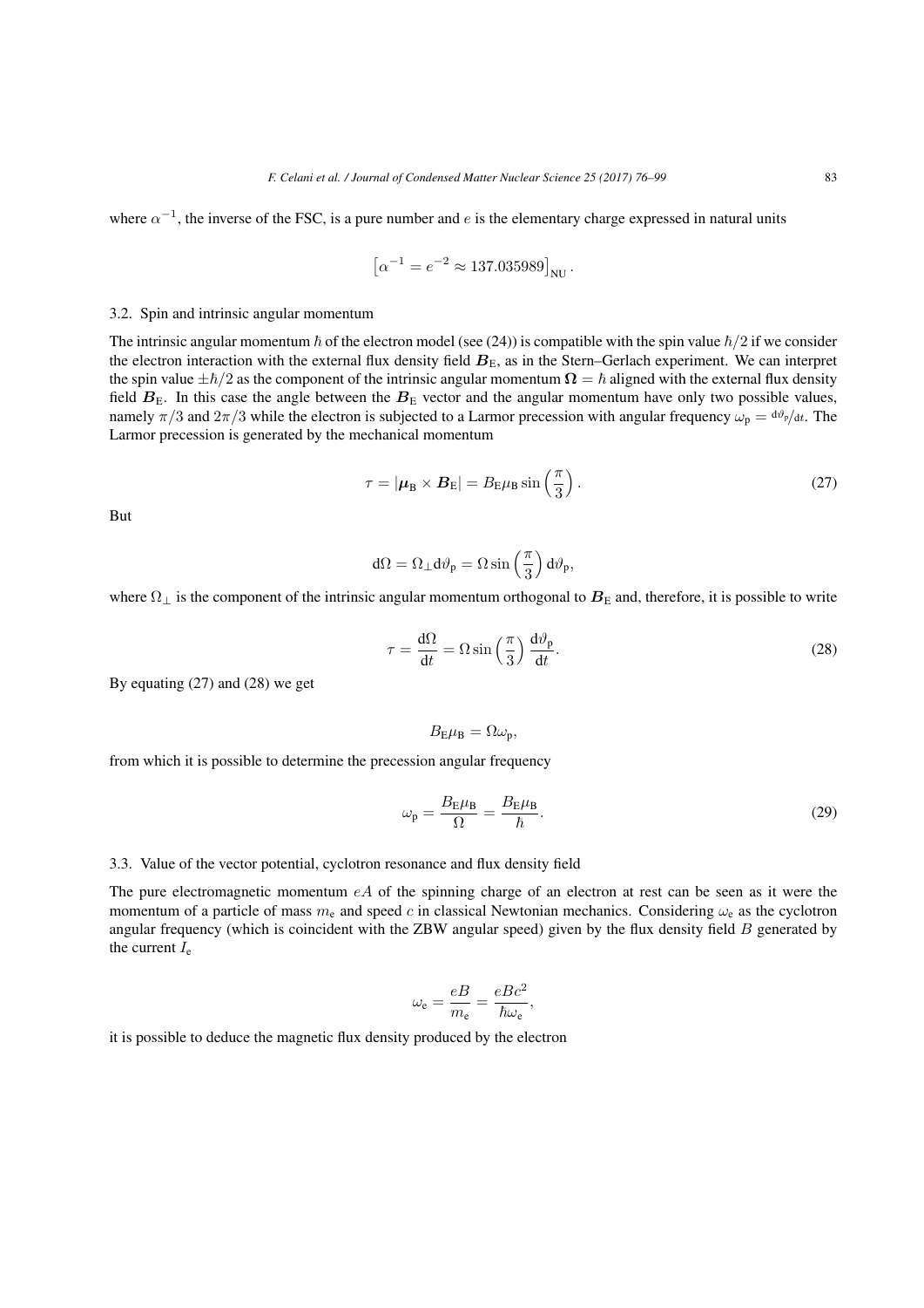where $\alpha^{-1}$, the inverse of the FSC, is a pure number and $e$ is the elementary charge expressed in natural units

$$\left[\alpha^{-1} = e^{-2} \approx 137.035989\right]_{\text{NU}}.$$

### 3.2. Spin and intrinsic angular momentum

The intrinsic angular momentum $\hbar$ of the electron model (see (24)) is compatible with the spin value $\hbar/2$ if we consider the electron interaction with the external flux density field $\boldsymbol{B}_{\text{E}}$, as in the Stern–Gerlach experiment. We can interpret the spin value $\pm\hbar/2$ as the component of the intrinsic angular momentum $\boldsymbol{\Omega} = \hbar$ aligned with the external flux density field $\boldsymbol{B}_{\text{E}}$. In this case the angle between the $\boldsymbol{B}_{\text{E}}$ vector and the angular momentum have only two possible values, namely $\pi/3$ and $2\pi/3$ while the electron is subjected to a Larmor precession with angular frequency $\omega_{\text{p}} = {}^{\text{d}\vartheta_{\text{p}}}/_{\text{d}t}$. The Larmor precession is generated by the mechanical momentum

$$\tau = |\boldsymbol{\mu}_{\text{B}} \times \boldsymbol{B}_{\text{E}}| = B_{\text{E}}\mu_{\text{B}} \sin\left(\frac{\pi}{3}\right). \tag{27}$$

But

$$\text{d}\Omega = \Omega_{\perp}\text{d}\vartheta_{\text{p}} = \Omega \sin\left(\frac{\pi}{3}\right)\text{d}\vartheta_{\text{p}},$$

where $\Omega_{\perp}$ is the component of the intrinsic angular momentum orthogonal to $\boldsymbol{B}_{\text{E}}$ and, therefore, it is possible to write

$$\tau = \frac{\text{d}\Omega}{\text{d}t} = \Omega \sin\left(\frac{\pi}{3}\right)\frac{\text{d}\vartheta_{\text{p}}}{\text{d}t}. \tag{28}$$

By equating (27) and (28) we get

$$B_{\text{E}}\mu_{\text{B}} = \Omega\omega_{\text{p}},$$

from which it is possible to determine the precession angular frequency

$$\omega_{\text{p}} = \frac{B_{\text{E}}\mu_{\text{B}}}{\Omega} = \frac{B_{\text{E}}\mu_{\text{B}}}{\hbar}. \tag{29}$$

### 3.3. Value of the vector potential, cyclotron resonance and flux density field

The pure electromagnetic momentum $eA$ of the spinning charge of an electron at rest can be seen as it were the momentum of a particle of mass $m_{\text{e}}$ and speed $c$ in classical Newtonian mechanics. Considering $\omega_{\text{e}}$ as the cyclotron angular frequency (which is coincident with the ZBW angular speed) given by the flux density field $B$ generated by the current $I_{\text{e}}$

$$\omega_{\text{e}} = \frac{eB}{m_{\text{e}}} = \frac{eBc^2}{\hbar\omega_{\text{e}}},$$

it is possible to deduce the magnetic flux density produced by the electron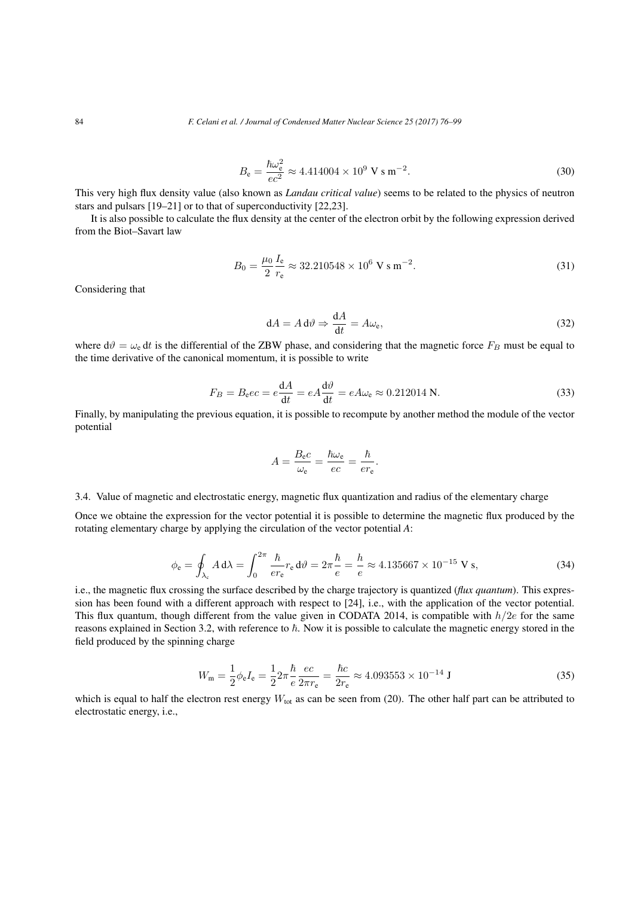$$B_\mathrm{e} = \frac{\hbar\omega_\mathrm{e}^2}{ec^2} \approx 4.414004 \times 10^9 \ \mathrm{V\ s\ m^{-2}}. \tag{30}$$

This very high flux density value (also known as *Landau critical value*) seems to be related to the physics of neutron stars and pulsars [19–21] or to that of superconductivity [22,23].

It is also possible to calculate the flux density at the center of the electron orbit by the following expression derived from the Biot–Savart law

$$B_0 = \frac{\mu_0}{2}\frac{I_\mathrm{e}}{r_\mathrm{e}} \approx 32.210548 \times 10^6 \ \mathrm{V\ s\ m^{-2}}. \tag{31}$$

Considering that

$$\mathrm{d}A = A\,\mathrm{d}\vartheta \Rightarrow \frac{\mathrm{d}A}{\mathrm{d}t} = A\omega_\mathrm{e}, \tag{32}$$

where $\mathrm{d}\vartheta = \omega_\mathrm{e}\,\mathrm{d}t$ is the differential of the ZBW phase, and considering that the magnetic force $F_B$ must be equal to the time derivative of the canonical momentum, it is possible to write

$$F_B = B_\mathrm{e}ec = e\frac{\mathrm{d}A}{\mathrm{d}t} = eA\frac{\mathrm{d}\vartheta}{\mathrm{d}t} = eA\omega_\mathrm{e} \approx 0.212014\ \mathrm{N}. \tag{33}$$

Finally, by manipulating the previous equation, it is possible to recompute by another method the module of the vector potential

$$A = \frac{B_\mathrm{e}c}{\omega_\mathrm{e}} = \frac{\hbar\omega_\mathrm{e}}{ec} = \frac{\hbar}{er_\mathrm{e}}.$$

### 3.4. Value of magnetic and electrostatic energy, magnetic flux quantization and radius of the elementary charge

Once we obtaine the expression for the vector potential it is possible to determine the magnetic flux produced by the rotating elementary charge by applying the circulation of the vector potential $A$:

$$\phi_\mathrm{e} = \oint_{\lambda_\mathrm{c}} A\,\mathrm{d}\lambda = \int_0^{2\pi} \frac{\hbar}{er_\mathrm{e}} r_\mathrm{e}\,\mathrm{d}\vartheta = 2\pi\frac{\hbar}{e} = \frac{h}{e} \approx 4.135667 \times 10^{-15}\ \mathrm{V\ s}, \tag{34}$$

i.e., the magnetic flux crossing the surface described by the charge trajectory is quantized (*flux quantum*). This expression has been found with a different approach with respect to [24], i.e., with the application of the vector potential. This flux quantum, though different from the value given in CODATA 2014, is compatible with $h/2e$ for the same reasons explained in Section 3.2, with reference to $\hbar$. Now it is possible to calculate the magnetic energy stored in the field produced by the spinning charge

$$W_\mathrm{m} = \frac{1}{2}\phi_\mathrm{e} I_\mathrm{e} = \frac{1}{2}2\pi\frac{\hbar}{e}\frac{ec}{2\pi r_\mathrm{e}} = \frac{\hbar c}{2r_\mathrm{e}} \approx 4.093553 \times 10^{-14}\ \mathrm{J} \tag{35}$$

which is equal to half the electron rest energy $W_\mathrm{tot}$ as can be seen from (20). The other half part can be attributed to electrostatic energy, i.e.,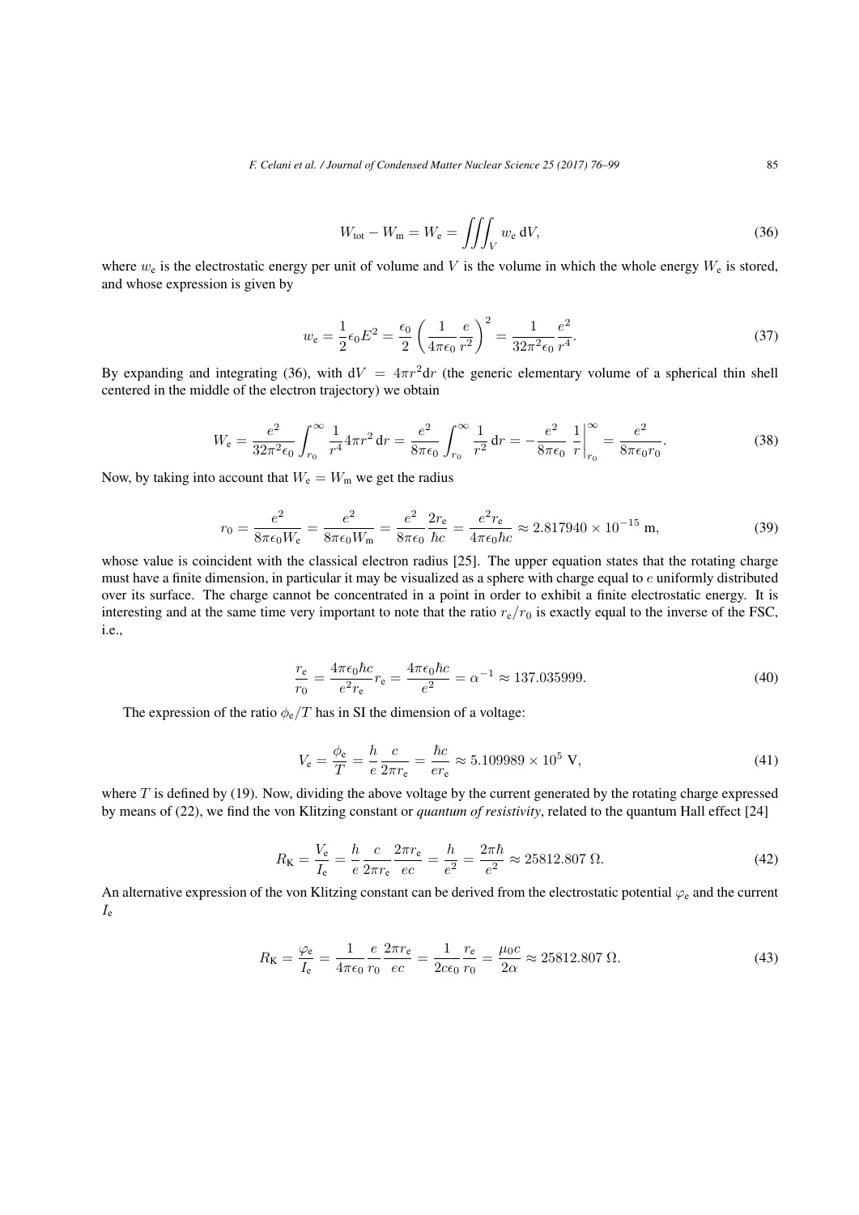$$W_{\text{tot}} - W_{\text{m}} = W_{\text{e}} = \iiint_V w_{\text{e}} \, \text{d}V, \tag{36}$$

where $w_{\text{e}}$ is the electrostatic energy per unit of volume and $V$ is the volume in which the whole energy $W_{\text{e}}$ is stored, and whose expression is given by

$$w_{\text{e}} = \frac{1}{2}\epsilon_0 E^2 = \frac{\epsilon_0}{2}\left(\frac{1}{4\pi\epsilon_0}\frac{e}{r^2}\right)^2 = \frac{1}{32\pi^2\epsilon_0}\frac{e^2}{r^4}. \tag{37}$$

By expanding and integrating (36), with $\text{d}V = 4\pi r^2 \text{d}r$ (the generic elementary volume of a spherical thin shell centered in the middle of the electron trajectory) we obtain

$$W_{\text{e}} = \frac{e^2}{32\pi^2\epsilon_0}\int_{r_0}^{\infty}\frac{1}{r^4}4\pi r^2 \, \text{d}r = \frac{e^2}{8\pi\epsilon_0}\int_{r_0}^{\infty}\frac{1}{r^2}\, \text{d}r = -\frac{e^2}{8\pi\epsilon_0}\left.\frac{1}{r}\right|_{r_0}^{\infty} = \frac{e^2}{8\pi\epsilon_0 r_0}. \tag{38}$$

Now, by taking into account that $W_{\text{e}} = W_{\text{m}}$ we get the radius

$$r_0 = \frac{e^2}{8\pi\epsilon_0 W_{\text{e}}} = \frac{e^2}{8\pi\epsilon_0 W_{\text{m}}} = \frac{e^2}{8\pi\epsilon_0}\frac{2r_{\text{e}}}{\hbar c} = \frac{e^2 r_{\text{e}}}{4\pi\epsilon_0\hbar c} \approx 2.817940 \times 10^{-15} \text{ m}, \tag{39}$$

whose value is coincident with the classical electron radius [25]. The upper equation states that the rotating charge must have a finite dimension, in particular it may be visualized as a sphere with charge equal to $e$ uniformly distributed over its surface. The charge cannot be concentrated in a point in order to exhibit a finite electrostatic energy. It is interesting and at the same time very important to note that the ratio $r_{\text{e}}/r_0$ is exactly equal to the inverse of the FSC, i.e.,

$$\frac{r_{\text{e}}}{r_0} = \frac{4\pi\epsilon_0\hbar c}{e^2 r_{\text{e}}} r_{\text{e}} = \frac{4\pi\epsilon_0\hbar c}{e^2} = \alpha^{-1} \approx 137.035999. \tag{40}$$

The expression of the ratio $\phi_{\text{e}}/T$ has in SI the dimension of a voltage:

$$V_{\text{e}} = \frac{\phi_{\text{e}}}{T} = \frac{h}{e}\frac{c}{2\pi r_{\text{e}}} = \frac{\hbar c}{e r_{\text{e}}} \approx 5.109989 \times 10^5 \text{ V}, \tag{41}$$

where $T$ is defined by (19). Now, dividing the above voltage by the current generated by the rotating charge expressed by means of (22), we find the von Klitzing constant or *quantum of resistivity*, related to the quantum Hall effect [24]

$$R_{\text{K}} = \frac{V_{\text{e}}}{I_{\text{e}}} = \frac{h}{e}\frac{c}{2\pi r_{\text{e}}}\frac{2\pi r_{\text{e}}}{ec} = \frac{h}{e^2} = \frac{2\pi\hbar}{e^2} \approx 25812.807 \ \Omega. \tag{42}$$

An alternative expression of the von Klitzing constant can be derived from the electrostatic potential $\varphi_{\text{e}}$ and the current $I_{\text{e}}$

$$R_{\text{K}} = \frac{\varphi_{\text{e}}}{I_{\text{e}}} = \frac{1}{4\pi\epsilon_0}\frac{e}{r_0}\frac{2\pi r_{\text{e}}}{ec} = \frac{1}{2c\epsilon_0}\frac{r_{\text{e}}}{r_0} = \frac{\mu_0 c}{2\alpha} \approx 25812.807 \ \Omega. \tag{43}$$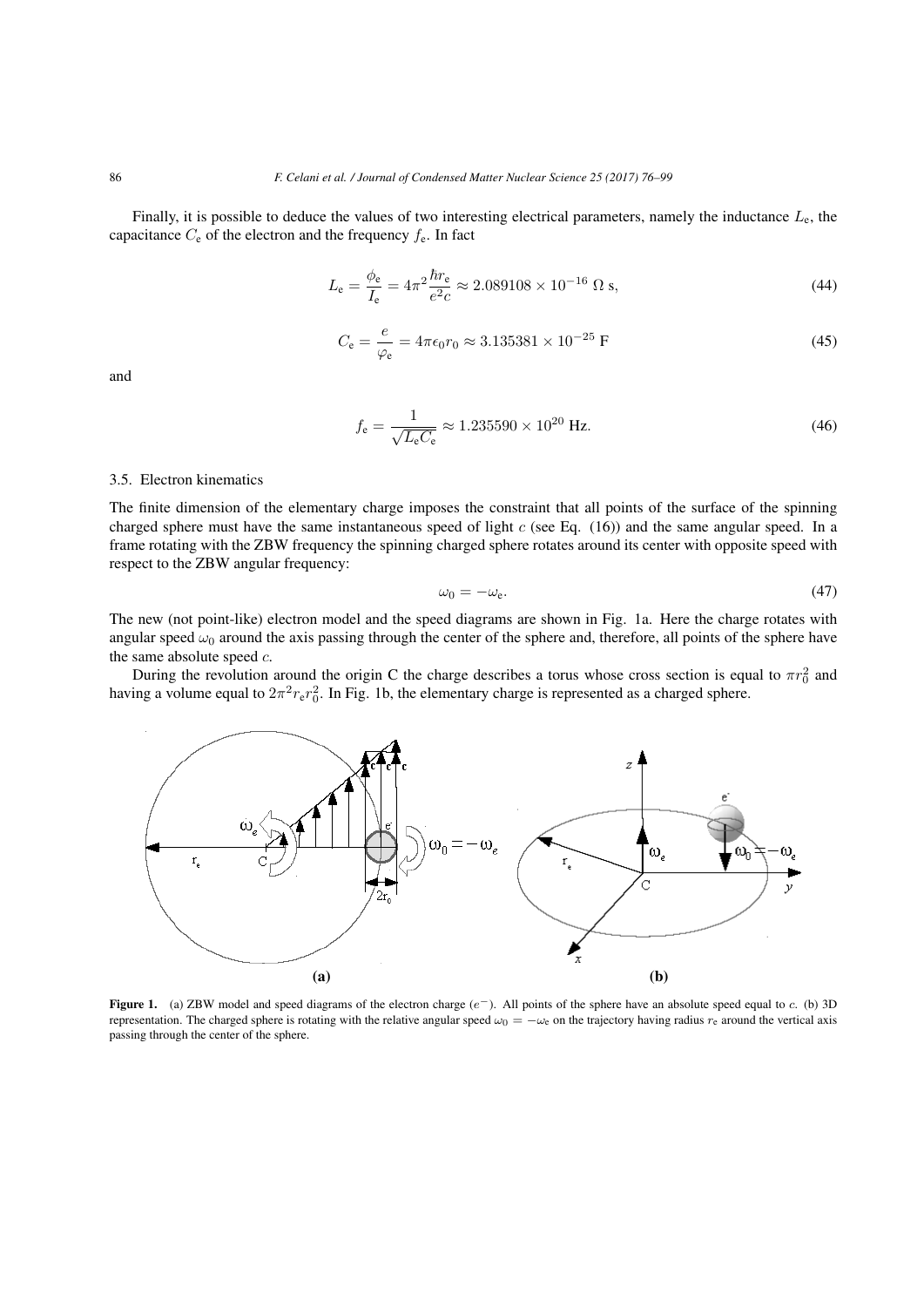Finally, it is possible to deduce the values of two interesting electrical parameters, namely the inductance $L_e$, the capacitance $C_e$ of the electron and the frequency $f_e$. In fact

$$L_e = \frac{\phi_e}{I_e} = 4\pi^2 \frac{\hbar r_e}{e^2 c} \approx 2.089108 \times 10^{-16}\ \Omega\ \mathrm{s}, \tag{44}$$

$$C_e = \frac{e}{\varphi_e} = 4\pi\epsilon_0 r_0 \approx 3.135381 \times 10^{-25}\ \mathrm{F} \tag{45}$$

and

$$f_e = \frac{1}{\sqrt{L_e C_e}} \approx 1.235590 \times 10^{20}\ \mathrm{Hz}. \tag{46}$$

### 3.5. Electron kinematics

The finite dimension of the elementary charge imposes the constraint that all points of the surface of the spinning charged sphere must have the same instantaneous speed of light $c$ (see Eq. (16)) and the same angular speed. In a frame rotating with the ZBW frequency the spinning charged sphere rotates around its center with opposite speed with respect to the ZBW angular frequency:

$$\omega_0 = -\omega_e. \tag{47}$$

The new (not point-like) electron model and the speed diagrams are shown in Fig. 1a. Here the charge rotates with angular speed $\omega_0$ around the axis passing through the center of the sphere and, therefore, all points of the sphere have the same absolute speed $c$.

During the revolution around the origin C the charge describes a torus whose cross section is equal to $\pi r_0^2$ and having a volume equal to $2\pi^2 r_e r_0^2$. In Fig. 1b, the elementary charge is represented as a charged sphere.

**Figure 1.** (a) ZBW model and speed diagrams of the electron charge ($e^-$). All points of the sphere have an absolute speed equal to $c$. (b) 3D representation. The charged sphere is rotating with the relative angular speed $\omega_0 = -\omega_e$ on the trajectory having radius $r_e$ around the vertical axis passing through the center of the sphere.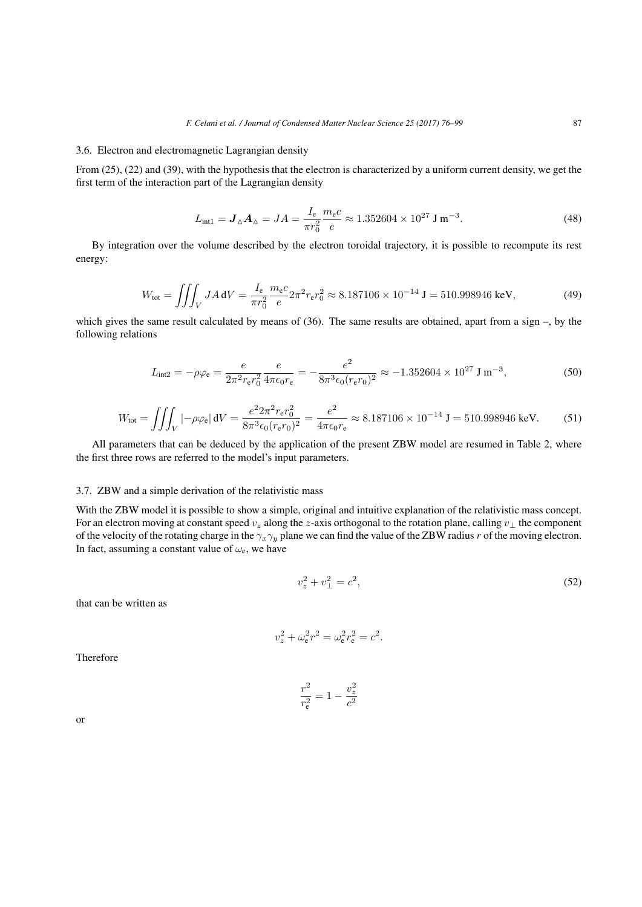### 3.6. Electron and electromagnetic Lagrangian density

From (25), (22) and (39), with the hypothesis that the electron is characterized by a uniform current density, we get the first term of the interaction part of the Lagrangian density

$$L_{\text{int1}} = \boldsymbol{J}_{\vartriangle} \boldsymbol{A}_{\vartriangle} = JA = \frac{I_{\text{e}}}{\pi r_0^2} \frac{m_{\text{e}} c}{e} \approx 1.352604 \times 10^{27} \text{ J m}^{-3}. \tag{48}$$

By integration over the volume described by the electron toroidal trajectory, it is possible to recompute its rest energy:

$$W_{\text{tot}} = \iiint_V JA \, \mathrm{d}V = \frac{I_{\text{e}}}{\pi r_0^2} \frac{m_{\text{e}} c}{e} 2\pi^2 r_{\text{e}} r_0^2 \approx 8.187106 \times 10^{-14} \text{ J} = 510.998946 \text{ keV}, \tag{49}$$

which gives the same result calculated by means of (36). The same results are obtained, apart from a sign –, by the following relations

$$L_{\text{int2}} = -\rho \varphi_{\text{e}} = \frac{e}{2\pi^2 r_{\text{e}} r_0^2} \frac{e}{4\pi\epsilon_0 r_{\text{e}}} = -\frac{e^2}{8\pi^3 \epsilon_0 (r_{\text{e}} r_0)^2} \approx -1.352604 \times 10^{27} \text{ J m}^{-3}, \tag{50}$$

$$W_{\text{tot}} = \iiint_V |-\rho \varphi_{\text{e}}| \, \mathrm{d}V = \frac{e^2 2\pi^2 r_{\text{e}} r_0^2}{8\pi^3 \epsilon_0 (r_{\text{e}} r_0)^2} = \frac{e^2}{4\pi\epsilon_0 r_{\text{e}}} \approx 8.187106 \times 10^{-14} \text{ J} = 510.998946 \text{ keV}. \tag{51}$$

All parameters that can be deduced by the application of the present ZBW model are resumed in Table 2, where the first three rows are referred to the model's input parameters.

### 3.7. ZBW and a simple derivation of the relativistic mass

With the ZBW model it is possible to show a simple, original and intuitive explanation of the relativistic mass concept. For an electron moving at constant speed $v_z$ along the $z$-axis orthogonal to the rotation plane, calling $v_\perp$ the component of the velocity of the rotating charge in the $\gamma_x \gamma_y$ plane we can find the value of the ZBW radius $r$ of the moving electron. In fact, assuming a constant value of $\omega_{\text{e}}$, we have

$$v_z^2 + v_\perp^2 = c^2, \tag{52}$$

that can be written as

$$v_z^2 + \omega_{\text{e}}^2 r^2 = \omega_{\text{e}}^2 r_{\text{e}}^2 = c^2.$$

Therefore

$$\frac{r^2}{r_{\text{e}}^2} = 1 - \frac{v_z^2}{c^2}$$

or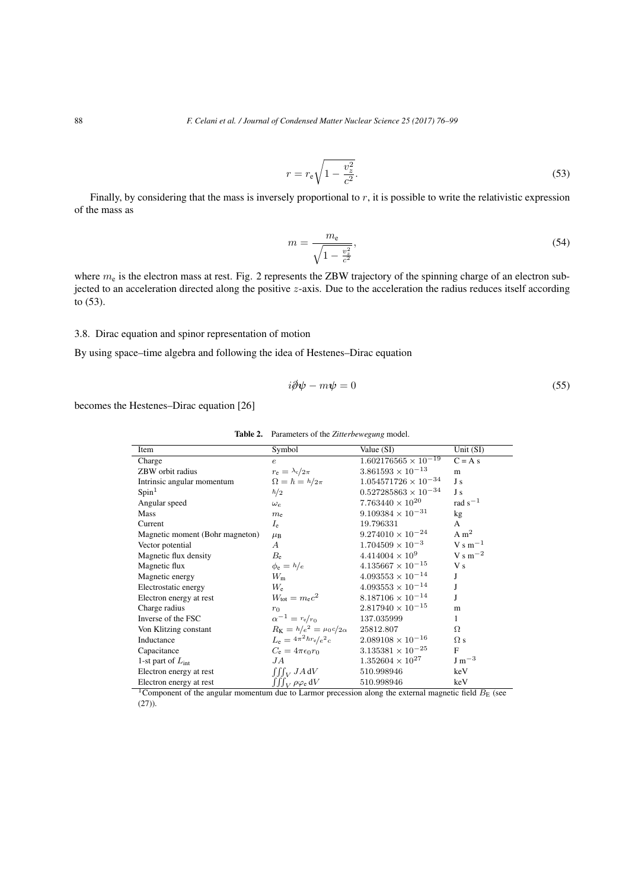$$r = r_{\mathrm{e}}\sqrt{1 - \frac{v_z^2}{c^2}}. \tag{53}$$

Finally, by considering that the mass is inversely proportional to $r$, it is possible to write the relativistic expression of the mass as

$$m = \frac{m_{\mathrm{e}}}{\sqrt{1 - \frac{v_z^2}{c^2}}}, \tag{54}$$

where $m_{\mathrm{e}}$ is the electron mass at rest. Fig. 2 represents the ZBW trajectory of the spinning charge of an electron subjected to an acceleration directed along the positive $z$-axis. Due to the acceleration the radius reduces itself according to (53).

### 3.8. Dirac equation and spinor representation of motion

By using space–time algebra and following the idea of Hestenes–Dirac equation

$$i\partial\!\!\!/\psi - m\psi = 0 \tag{55}$$

becomes the Hestenes–Dirac equation [26]

**Table 2.** Parameters of the *Zitterbewegung* model.

| Item | Symbol | Value (SI) | Unit (SI) |
|---|---|---|---|
| Charge | $e$ | $1.602176565 \times 10^{-19}$ | C = A s |
| ZBW orbit radius | $r_{\mathrm{e}} = \lambda_{\mathrm{c}}/2\pi$ | $3.861593 \times 10^{-13}$ | m |
| Intrinsic angular momentum | $\Omega = \hbar = h/2\pi$ | $1.054571726 \times 10^{-34}$ | J s |
| Spin[1] | $\hbar/2$ | $0.527285863 \times 10^{-34}$ | J s |
| Angular speed | $\omega_e$ | $7.763440 \times 10^{20}$ | rad s$^{-1}$ |
| Mass | $m_{\mathrm{e}}$ | $9.109384 \times 10^{-31}$ | kg |
| Current | $I_{\mathrm{e}}$ | 19.796331 | A |
| Magnetic moment (Bohr magneton) | $\mu_{\mathrm{B}}$ | $9.274010 \times 10^{-24}$ | A m$^2$ |
| Vector potential | $A$ | $1.704509 \times 10^{-3}$ | V s m$^{-1}$ |
| Magnetic flux density | $B_{\mathrm{e}}$ | $4.414004 \times 10^{9}$ | V s m$^{-2}$ |
| Magnetic flux | $\phi_{\mathrm{e}} = h/e$ | $4.135667 \times 10^{-15}$ | V s |
| Magnetic energy | $W_{\mathrm{m}}$ | $4.093553 \times 10^{-14}$ | J |
| Electrostatic energy | $W_{\mathrm{e}}$ | $4.093553 \times 10^{-14}$ | J |
| Electron energy at rest | $W_{\mathrm{tot}} = m_{\mathrm{e}}c^2$ | $8.187106 \times 10^{-14}$ | J |
| Charge radius | $r_0$ | $2.817940 \times 10^{-15}$ | m |
| Inverse of the FSC | $\alpha^{-1} = r_{\mathrm{e}}/r_0$ | 137.035999 | 1 |
| Von Klitzing constant | $R_{\mathrm{K}} = h/e^2 = \mu_0 c/2\alpha$ | 25812.807 | $\Omega$ |
| Inductance | $L_{\mathrm{e}} = 4\pi^2\hbar r_{\mathrm{e}}/e^2 c$ | $2.089108 \times 10^{-16}$ | $\Omega$ s |
| Capacitance | $C_{\mathrm{e}} = 4\pi\epsilon_0 r_0$ | $3.135381 \times 10^{-25}$ | F |
| 1-st part of $L_{\mathrm{int}}$ | $JA$ | $1.352604 \times 10^{27}$ | J m$^{-3}$ |
| Electron energy at rest | $\iiint_V JA\,\mathrm{d}V$ | 510.998946 | keV |
| Electron energy at rest | $\iiint_V \rho\varphi_{\mathrm{e}}\,\mathrm{d}V$ | 510.998946 | keV |

[1] Component of the angular momentum due to Larmor precession along the external magnetic field $B_{\mathrm{E}}$ (see (27)).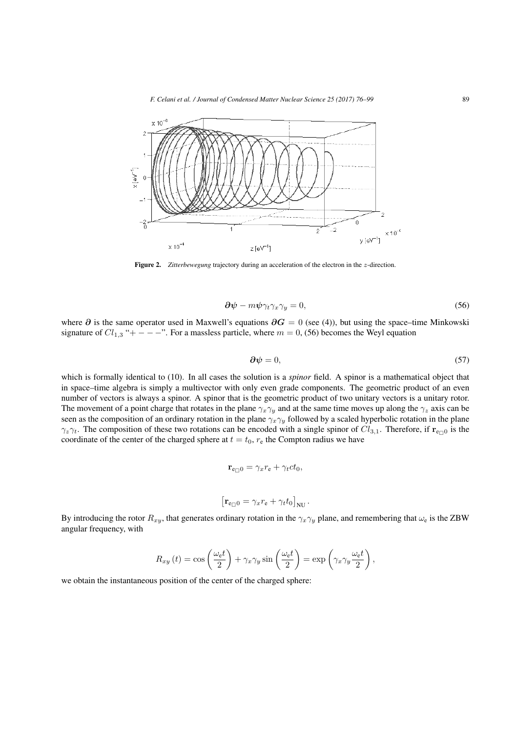**Figure 2.** *Zitterbewegung* trajectory during an acceleration of the electron in the $z$-direction.

$$\boldsymbol{\partial}\boldsymbol{\psi} - m\boldsymbol{\psi}\gamma_t\gamma_x\gamma_y = 0, \tag{56}$$

where $\boldsymbol{\partial}$ is the same operator used in Maxwell's equations $\boldsymbol{\partial}\boldsymbol{G} = 0$ (see (4)), but using the space–time Minkowski signature of $Cl_{1,3}$ "$+---$". For a massless particle, where $m = 0$, (56) becomes the Weyl equation

$$\boldsymbol{\partial}\boldsymbol{\psi} = 0, \tag{57}$$

which is formally identical to (10). In all cases the solution is a *spinor* field. A spinor is a mathematical object that in space–time algebra is simply a multivector with only even grade components. The geometric product of an even number of vectors is always a spinor. A spinor that is the geometric product of two unitary vectors is a unitary rotor. The movement of a point charge that rotates in the plane $\gamma_x\gamma_y$ and at the same time moves up along the $\gamma_z$ axis can be seen as the composition of an ordinary rotation in the plane $\gamma_x\gamma_y$ followed by a scaled hyperbolic rotation in the plane $\gamma_z\gamma_t$. The composition of these two rotations can be encoded with a single spinor of $Cl_{3,1}$. Therefore, if $\mathbf{r}_{\mathrm{e}_{\square}0}$ is the coordinate of the center of the charged sphere at $t = t_0$, $r_{\mathrm{e}}$ the Compton radius we have

$$\mathbf{r}_{\mathrm{e}_{\square}0} = \gamma_x r_{\mathrm{e}} + \gamma_t c t_0,$$

$$\left[\mathbf{r}_{\mathrm{e}_{\square}0} = \gamma_x r_{\mathrm{e}} + \gamma_t t_0\right]_{\mathrm{NU}}.$$

By introducing the rotor $R_{xy}$, that generates ordinary rotation in the $\gamma_x\gamma_y$ plane, and remembering that $\omega_{\mathrm{e}}$ is the ZBW angular frequency, with

$$R_{xy}(t) = \cos\left(\frac{\omega_{\mathrm{e}} t}{2}\right) + \gamma_x\gamma_y \sin\left(\frac{\omega_{\mathrm{e}} t}{2}\right) = \exp\left(\gamma_x\gamma_y \frac{\omega_{\mathrm{e}} t}{2}\right),$$

we obtain the instantaneous position of the center of the charged sphere: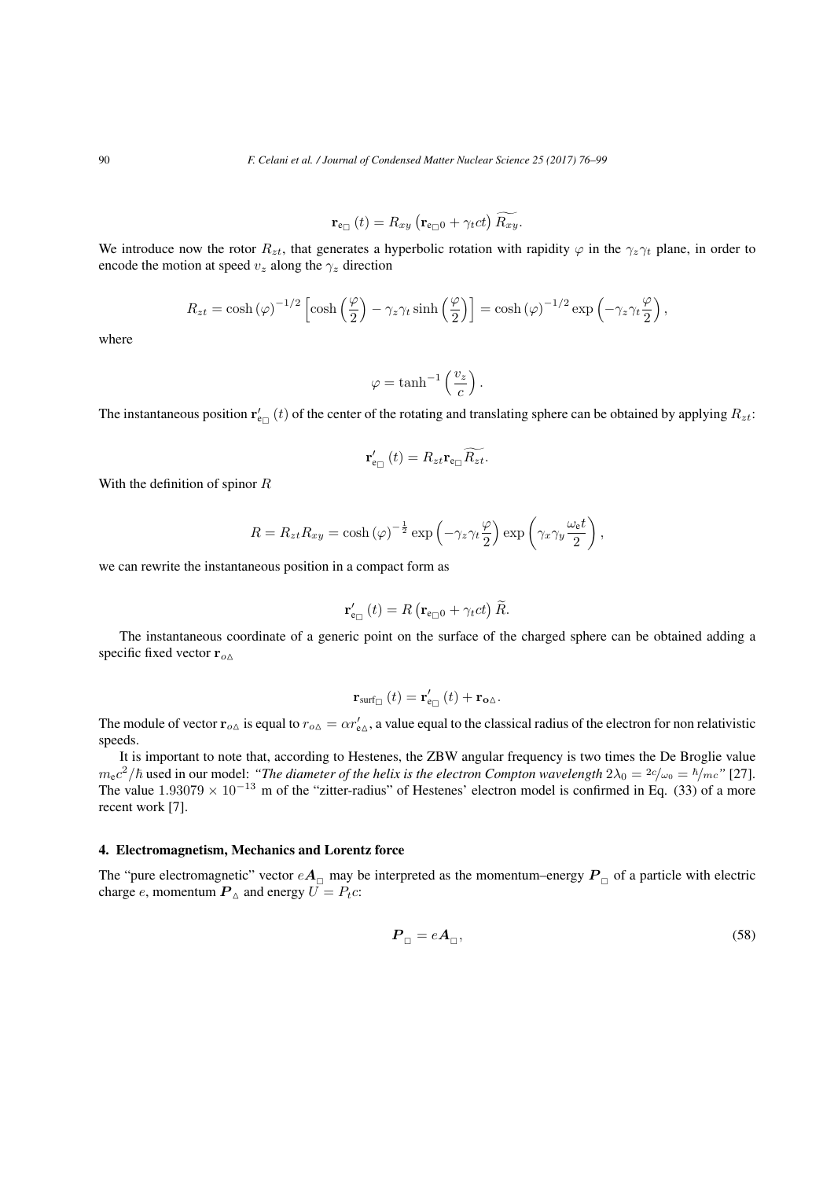$$\mathbf{r}_{e_\square}(t) = R_{xy}\left(\mathbf{r}_{e_\square 0} + \gamma_t ct\right)\widetilde{R_{xy}}.$$

We introduce now the rotor $R_{zt}$, that generates a hyperbolic rotation with rapidity $\varphi$ in the $\gamma_z\gamma_t$ plane, in order to encode the motion at speed $v_z$ along the $\gamma_z$ direction

$$R_{zt} = \cosh(\varphi)^{-1/2}\left[\cosh\left(\frac{\varphi}{2}\right) - \gamma_z\gamma_t \sinh\left(\frac{\varphi}{2}\right)\right] = \cosh(\varphi)^{-1/2}\exp\left(-\gamma_z\gamma_t\frac{\varphi}{2}\right),$$

where

$$\varphi = \tanh^{-1}\left(\frac{v_z}{c}\right).$$

The instantaneous position $\mathbf{r}'_{e_\square}(t)$ of the center of the rotating and translating sphere can be obtained by applying $R_{zt}$:

$$\mathbf{r}'_{e_\square}(t) = R_{zt}\mathbf{r}_{e_\square}\widetilde{R_{zt}}.$$

With the definition of spinor $R$

$$R = R_{zt}R_{xy} = \cosh(\varphi)^{-\frac{1}{2}}\exp\left(-\gamma_z\gamma_t\frac{\varphi}{2}\right)\exp\left(\gamma_x\gamma_y\frac{\omega_e t}{2}\right),$$

we can rewrite the instantaneous position in a compact form as

$$\mathbf{r}'_{e_\square}(t) = R\left(\mathbf{r}_{e_\square 0} + \gamma_t ct\right)\widetilde{R}.$$

The instantaneous coordinate of a generic point on the surface of the charged sphere can be obtained adding a specific fixed vector $\mathbf{r}_{o\triangle}$

$$\mathbf{r}_{\text{surf}_\square}(t) = \mathbf{r}'_{e_\square}(t) + \mathbf{r}_{\mathbf{o}\triangle}.$$

The module of vector $\mathbf{r}_{o\triangle}$ is equal to $r_{o\triangle} = \alpha r'_{e\triangle}$, a value equal to the classical radius of the electron for non relativistic speeds.

It is important to note that, according to Hestenes, the ZBW angular frequency is two times the De Broglie value $m_e c^2/\hbar$ used in our model: *"The diameter of the helix is the electron Compton wavelength $2\lambda_0 = 2c/\omega_0 = \hbar/mc$"* [27]. The value $1.93079 \times 10^{-13}$ m of the "zitter-radius" of Hestenes' electron model is confirmed in Eq. (33) of a more recent work [7].

## 4. Electromagnetism, Mechanics and Lorentz force

The "pure electromagnetic" vector $e\boldsymbol{A}_\square$ may be interpreted as the momentum–energy $\boldsymbol{P}_\square$ of a particle with electric charge $e$, momentum $\boldsymbol{P}_\triangle$ and energy $U = P_t c$:

$$\boldsymbol{P}_\square = e\boldsymbol{A}_\square, \tag{58}$$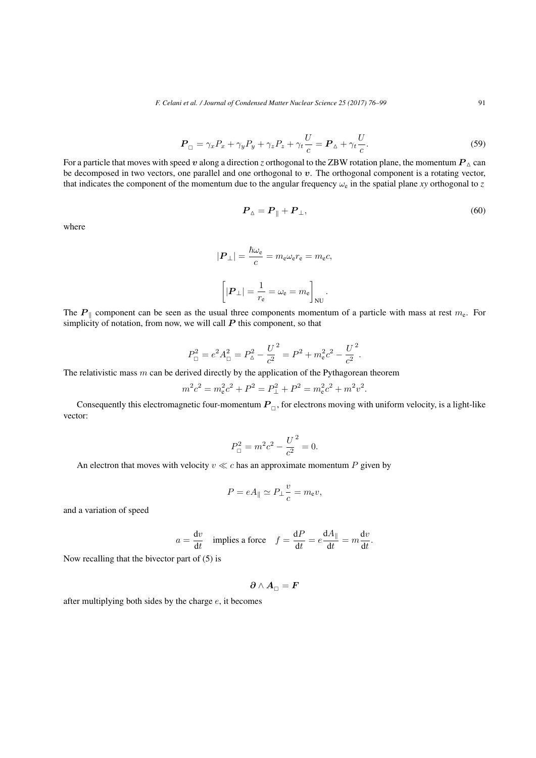$$\boldsymbol{P}_{\square} = \gamma_x P_x + \gamma_y P_y + \gamma_z P_z + \gamma_t \frac{U}{c} = \boldsymbol{P}_{\vartriangle} + \gamma_t \frac{U}{c}. \tag{59}$$

For a particle that moves with speed $\boldsymbol{v}$ along a direction $z$ orthogonal to the ZBW rotation plane, the momentum $\boldsymbol{P}_{\vartriangle}$ can be decomposed in two vectors, one parallel and one orthogonal to $\boldsymbol{v}$. The orthogonal component is a rotating vector, that indicates the component of the momentum due to the angular frequency $\omega_{\mathrm{e}}$ in the spatial plane *xy* orthogonal to $z$

$$\boldsymbol{P}_{\vartriangle} = \boldsymbol{P}_{\parallel} + \boldsymbol{P}_{\perp}, \tag{60}$$

where

$$|\boldsymbol{P}_{\perp}| = \frac{\hbar \omega_{\mathrm{e}}}{c} = m_{\mathrm{e}} \omega_{\mathrm{e}} r_{\mathrm{e}} = m_{\mathrm{e}} c,$$

$$\left[ |\boldsymbol{P}_{\perp}| = \frac{1}{r_{\mathrm{e}}} = \omega_{\mathrm{e}} = m_{\mathrm{e}} \right]_{\mathrm{NU}}.$$

The $\boldsymbol{P}_{\parallel}$ component can be seen as the usual three components momentum of a particle with mass at rest $m_{\mathrm{e}}$. For simplicity of notation, from now, we will call $\boldsymbol{P}$ this component, so that

$$P_{\square}^2 = e^2 A_{\square}^2 = P_{\vartriangle}^2 - \frac{U}{c^2}^2 = P^2 + m_{\mathrm{e}}^2 c^2 - \frac{U}{c^2}^2.$$

The relativistic mass $m$ can be derived directly by the application of the Pythagorean theorem

$$m^2 c^2 = m_{\mathrm{e}}^2 c^2 + P^2 = P_{\perp}^2 + P^2 = m_{\mathrm{e}}^2 c^2 + m^2 v^2.$$

Consequently this electromagnetic four-momentum $\boldsymbol{P}_{\square}$, for electrons moving with uniform velocity, is a light-like vector:

$$P_{\square}^2 = m^2 c^2 - \frac{U}{c^2}^2 = 0.$$

An electron that moves with velocity $v \ll c$ has an approximate momentum $P$ given by

$$P = eA_{\parallel} \simeq P_{\perp} \frac{v}{c} = m_{\mathrm{e}} v,$$

and a variation of speed

$$a = \frac{\mathrm{d}v}{\mathrm{d}t} \quad \text{implies a force} \quad f = \frac{\mathrm{d}P}{\mathrm{d}t} = e \frac{\mathrm{d}A_{\parallel}}{\mathrm{d}t} = m \frac{\mathrm{d}v}{\mathrm{d}t}.$$

Now recalling that the bivector part of (5) is

$$\boldsymbol{\partial} \wedge \boldsymbol{A}_{\square} = \boldsymbol{F}$$

after multiplying both sides by the charge $e$, it becomes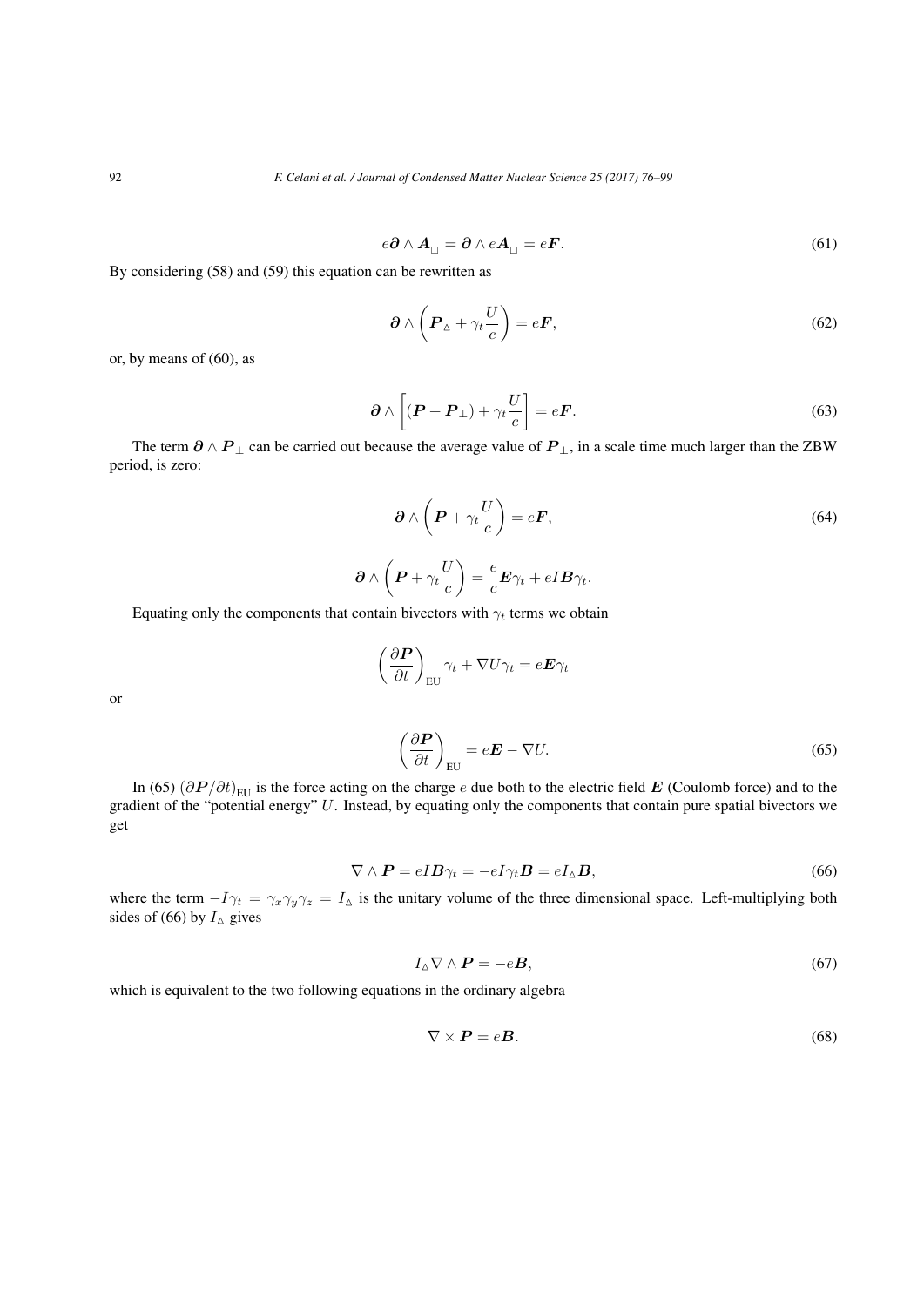$$e\boldsymbol{\partial} \wedge \boldsymbol{A}_{\square} = \boldsymbol{\partial} \wedge e\boldsymbol{A}_{\square} = e\boldsymbol{F}. \tag{61}$$

By considering (58) and (59) this equation can be rewritten as

$$\boldsymbol{\partial} \wedge \left( \boldsymbol{P}_{\vartriangle} + \gamma_t \frac{U}{c} \right) = e\boldsymbol{F}, \tag{62}$$

or, by means of (60), as

$$\boldsymbol{\partial} \wedge \left[ (\boldsymbol{P} + \boldsymbol{P}_{\perp}) + \gamma_t \frac{U}{c} \right] = e\boldsymbol{F}. \tag{63}$$

The term $\boldsymbol{\partial} \wedge \boldsymbol{P}_{\perp}$ can be carried out because the average value of $\boldsymbol{P}_{\perp}$, in a scale time much larger than the ZBW period, is zero:

$$\boldsymbol{\partial} \wedge \left( \boldsymbol{P} + \gamma_t \frac{U}{c} \right) = e\boldsymbol{F}, \tag{64}$$

$$\boldsymbol{\partial} \wedge \left( \boldsymbol{P} + \gamma_t \frac{U}{c} \right) = \frac{e}{c}\boldsymbol{E}\gamma_t + eI\boldsymbol{B}\gamma_t.$$

Equating only the components that contain bivectors with $\gamma_t$ terms we obtain

$$\left( \frac{\partial \boldsymbol{P}}{\partial t} \right)_{\mathrm{EU}} \gamma_t + \nabla U \gamma_t = e\boldsymbol{E}\gamma_t$$

or

$$\left( \frac{\partial \boldsymbol{P}}{\partial t} \right)_{\mathrm{EU}} = e\boldsymbol{E} - \nabla U. \tag{65}$$

In (65) $(\partial \boldsymbol{P}/\partial t)_{\mathrm{EU}}$ is the force acting on the charge $e$ due both to the electric field $\boldsymbol{E}$ (Coulomb force) and to the gradient of the "potential energy" $U$. Instead, by equating only the components that contain pure spatial bivectors we get

$$\nabla \wedge \boldsymbol{P} = eI\boldsymbol{B}\gamma_t = -eI\gamma_t\boldsymbol{B} = eI_{\vartriangle}\boldsymbol{B}, \tag{66}$$

where the term $-I\gamma_t = \gamma_x\gamma_y\gamma_z = I_{\vartriangle}$ is the unitary volume of the three dimensional space. Left-multiplying both sides of (66) by $I_{\vartriangle}$ gives

$$I_{\vartriangle}\nabla \wedge \boldsymbol{P} = -e\boldsymbol{B}, \tag{67}$$

which is equivalent to the two following equations in the ordinary algebra

$$\nabla \times \boldsymbol{P} = e\boldsymbol{B}. \tag{68}$$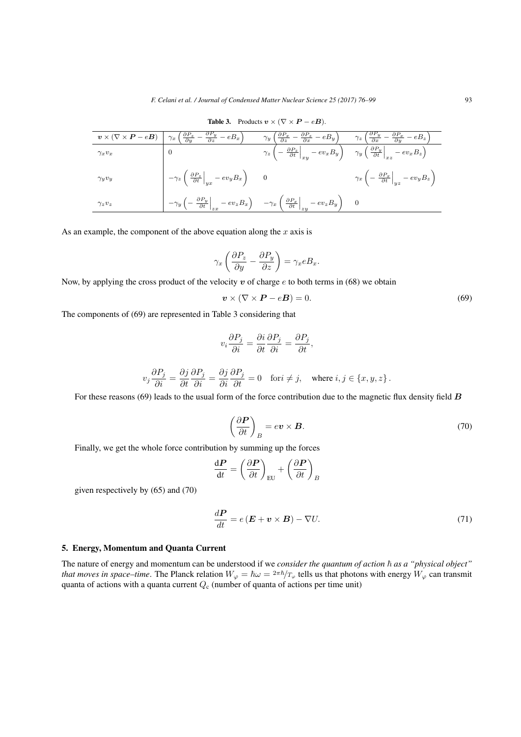**Table 3.** Products $\boldsymbol{v} \times (\nabla \times \boldsymbol{P} - e\boldsymbol{B})$.

| $\boldsymbol{v} \times (\nabla \times \boldsymbol{P} - e\boldsymbol{B})$ | $\gamma_x \left( \frac{\partial P_z}{\partial y} - \frac{\partial P_y}{\partial z} - eB_x \right)$ | $\gamma_y \left( \frac{\partial P_x}{\partial z} - \frac{\partial P_z}{\partial x} - eB_y \right)$ | $\gamma_z \left( \frac{\partial P_y}{\partial x} - \frac{\partial P_x}{\partial y} - eB_z \right)$ |
|---|---|---|---|
| $\gamma_x v_x$ | $0$ | $\gamma_z \left( -\left.\frac{\partial P_z}{\partial t}\right\|_{xy} - ev_x B_y \right)$ | $\gamma_y \left( \left.\frac{\partial P_y}{\partial t}\right\|_{xz} - ev_x B_z \right)$ |
| $\gamma_y v_y$ | $-\gamma_z \left( \left.\frac{\partial P_z}{\partial t}\right\|_{yx} - ev_y B_x \right)$ | $0$ | $\gamma_x \left( -\left.\frac{\partial P_x}{\partial t}\right\|_{yz} - ev_y B_z \right)$ |
| $\gamma_z v_z$ | $-\gamma_y \left( -\left.\frac{\partial P_y}{\partial t}\right\|_{zx} - ev_z B_x \right)$ | $-\gamma_x \left( \left.\frac{\partial P_x}{\partial t}\right\|_{zy} - ev_z B_y \right)$ | $0$ |

As an example, the component of the above equation along the $x$ axis is

$$\gamma_x \left( \frac{\partial P_z}{\partial y} - \frac{\partial P_y}{\partial z} \right) = \gamma_x e B_x.$$

Now, by applying the cross product of the velocity $\boldsymbol{v}$ of charge $e$ to both terms in (68) we obtain

$$\boldsymbol{v} \times (\nabla \times \boldsymbol{P} - e\boldsymbol{B}) = 0. \tag{69}$$

The components of (69) are represented in Table 3 considering that

$$v_i \frac{\partial P_j}{\partial i} = \frac{\partial i}{\partial t} \frac{\partial P_j}{\partial i} = \frac{\partial P_j}{\partial t},$$

$$v_j \frac{\partial P_j}{\partial i} = \frac{\partial j}{\partial t} \frac{\partial P_j}{\partial i} = \frac{\partial j}{\partial i} \frac{\partial P_j}{\partial t} = 0 \quad \text{for} i \neq j, \quad \text{where } i, j \in \{x, y, z\}.$$

For these reasons (69) leads to the usual form of the force contribution due to the magnetic flux density field $\boldsymbol{B}$

$$\left( \frac{\partial \boldsymbol{P}}{\partial t} \right)_B = e\boldsymbol{v} \times \boldsymbol{B}. \tag{70}$$

Finally, we get the whole force contribution by summing up the forces

$$\frac{\mathrm{d}\boldsymbol{P}}{\mathrm{d}t} = \left( \frac{\partial \boldsymbol{P}}{\partial t} \right)_{\mathrm{EU}} + \left( \frac{\partial \boldsymbol{P}}{\partial t} \right)_B$$

given respectively by (65) and (70)

$$\frac{d\boldsymbol{P}}{dt} = e\left( \boldsymbol{E} + \boldsymbol{v} \times \boldsymbol{B} \right) - \nabla U. \tag{71}$$

## 5. Energy, Momentum and Quanta Current

The nature of energy and momentum can be understood if we *consider the quantum of action $\hbar$ as a "physical object" that moves in space–time*. The Planck relation $W_\varphi = \hbar\omega = {}^{2\pi\hbar}/_{T_\varphi}$ tells us that photons with energy $W_\varphi$ can transmit quanta of actions with a quanta current $Q_\mathrm{c}$ (number of quanta of actions per time unit)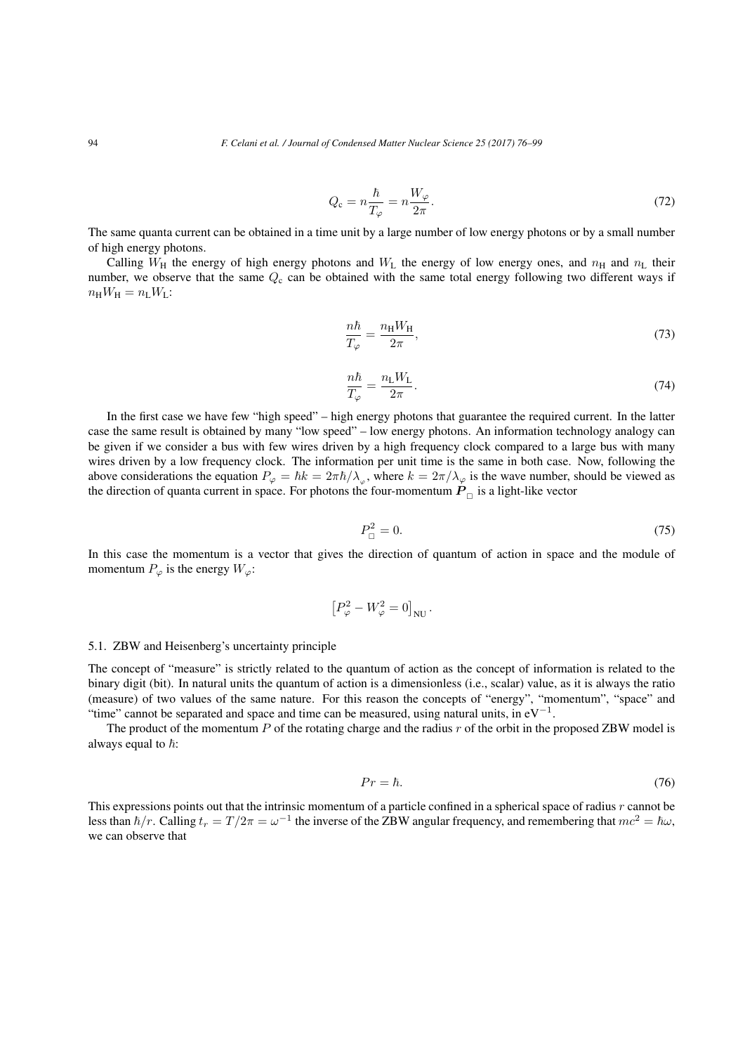$$Q_{\mathrm{c}} = n\frac{\hbar}{T_{\varphi}} = n\frac{W_{\varphi}}{2\pi}. \tag{72}$$

The same quanta current can be obtained in a time unit by a large number of low energy photons or by a small number of high energy photons.

Calling $W_{\mathrm{H}}$ the energy of high energy photons and $W_{\mathrm{L}}$ the energy of low energy ones, and $n_{\mathrm{H}}$ and $n_{\mathrm{L}}$ their number, we observe that the same $Q_{\mathrm{c}}$ can be obtained with the same total energy following two different ways if $n_{\mathrm{H}}W_{\mathrm{H}} = n_{\mathrm{L}}W_{\mathrm{L}}$:

$$\frac{n\hbar}{T_{\varphi}} = \frac{n_{\mathrm{H}}W_{\mathrm{H}}}{2\pi}, \tag{73}$$

$$\frac{n\hbar}{T_{\varphi}} = \frac{n_{\mathrm{L}}W_{\mathrm{L}}}{2\pi}. \tag{74}$$

In the first case we have few "high speed" – high energy photons that guarantee the required current. In the latter case the same result is obtained by many "low speed" – low energy photons. An information technology analogy can be given if we consider a bus with few wires driven by a high frequency clock compared to a large bus with many wires driven by a low frequency clock. The information per unit time is the same in both case. Now, following the above considerations the equation $P_{\varphi} = \hbar k = 2\pi\hbar/\lambda_{\varphi}$, where $k = 2\pi/\lambda_{\varphi}$ is the wave number, should be viewed as the direction of quanta current in space. For photons the four-momentum $\boldsymbol{P}_{\square}$ is a light-like vector

$$P_{\square}^2 = 0. \tag{75}$$

In this case the momentum is a vector that gives the direction of quantum of action in space and the module of momentum $P_{\varphi}$ is the energy $W_{\varphi}$:

$$\left[P_{\varphi}^2 - W_{\varphi}^2 = 0\right]_{\mathrm{NU}}.$$

### 5.1. ZBW and Heisenberg's uncertainty principle

The concept of "measure" is strictly related to the quantum of action as the concept of information is related to the binary digit (bit). In natural units the quantum of action is a dimensionless (i.e., scalar) value, as it is always the ratio (measure) of two values of the same nature. For this reason the concepts of "energy", "momentum", "space" and "time" cannot be separated and space and time can be measured, using natural units, in $\mathrm{eV}^{-1}$.

The product of the momentum $P$ of the rotating charge and the radius $r$ of the orbit in the proposed ZBW model is always equal to $\hbar$:

$$Pr = \hbar. \tag{76}$$

This expressions points out that the intrinsic momentum of a particle confined in a spherical space of radius $r$ cannot be less than $\hbar/r$. Calling $t_r = T/2\pi = \omega^{-1}$ the inverse of the ZBW angular frequency, and remembering that $mc^2 = \hbar\omega$, we can observe that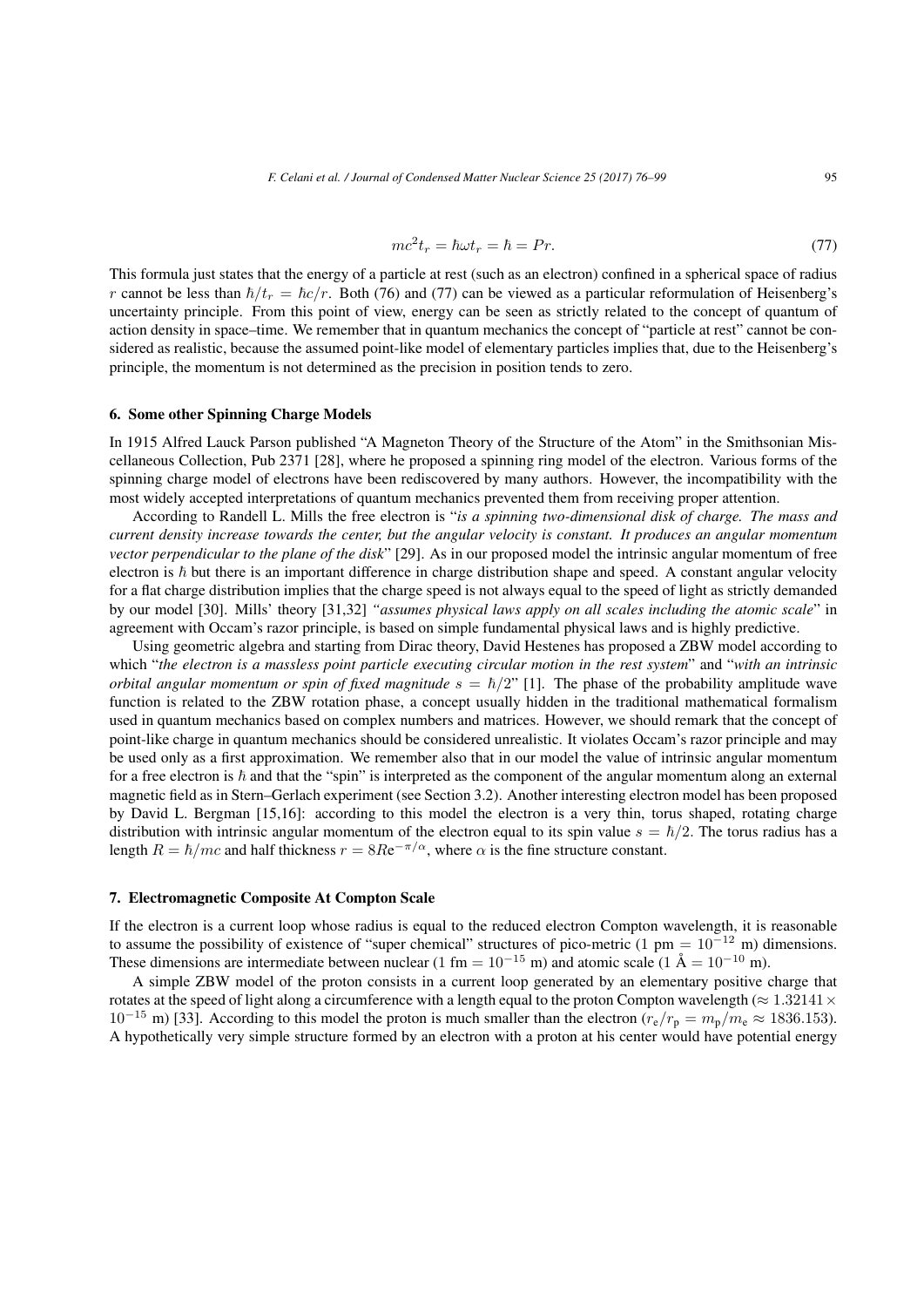$$mc^2 t_r = \hbar\omega t_r = \hbar = Pr. \tag{77}$$

This formula just states that the energy of a particle at rest (such as an electron) confined in a spherical space of radius $r$ cannot be less than $\hbar/t_r = \hbar c/r$. Both (76) and (77) can be viewed as a particular reformulation of Heisenberg's uncertainty principle. From this point of view, energy can be seen as strictly related to the concept of quantum of action density in space–time. We remember that in quantum mechanics the concept of "particle at rest" cannot be considered as realistic, because the assumed point-like model of elementary particles implies that, due to the Heisenberg's principle, the momentum is not determined as the precision in position tends to zero.

## 6. Some other Spinning Charge Models

In 1915 Alfred Lauck Parson published "A Magneton Theory of the Structure of the Atom" in the Smithsonian Miscellaneous Collection, Pub 2371 [28], where he proposed a spinning ring model of the electron. Various forms of the spinning charge model of electrons have been rediscovered by many authors. However, the incompatibility with the most widely accepted interpretations of quantum mechanics prevented them from receiving proper attention.

According to Randell L. Mills the free electron is "*is a spinning two-dimensional disk of charge. The mass and current density increase towards the center, but the angular velocity is constant. It produces an angular momentum vector perpendicular to the plane of the disk*" [29]. As in our proposed model the intrinsic angular momentum of free electron is $\hbar$ but there is an important difference in charge distribution shape and speed. A constant angular velocity for a flat charge distribution implies that the charge speed is not always equal to the speed of light as strictly demanded by our model [30]. Mills' theory [31,32] "*assumes physical laws apply on all scales including the atomic scale*" in agreement with Occam's razor principle, is based on simple fundamental physical laws and is highly predictive.

Using geometric algebra and starting from Dirac theory, David Hestenes has proposed a ZBW model according to which "*the electron is a massless point particle executing circular motion in the rest system*" and "*with an intrinsic orbital angular momentum or spin of fixed magnitude $s = \hbar/2$*" [1]. The phase of the probability amplitude wave function is related to the ZBW rotation phase, a concept usually hidden in the traditional mathematical formalism used in quantum mechanics based on complex numbers and matrices. However, we should remark that the concept of point-like charge in quantum mechanics should be considered unrealistic. It violates Occam's razor principle and may be used only as a first approximation. We remember also that in our model the value of intrinsic angular momentum for a free electron is $\hbar$ and that the "spin" is interpreted as the component of the angular momentum along an external magnetic field as in Stern–Gerlach experiment (see Section 3.2). Another interesting electron model has been proposed by David L. Bergman [15,16]: according to this model the electron is a very thin, torus shaped, rotating charge distribution with intrinsic angular momentum of the electron equal to its spin value $s = \hbar/2$. The torus radius has a length $R = \hbar/mc$ and half thickness $r = 8Re^{-\pi/\alpha}$, where $\alpha$ is the fine structure constant.

## 7. Electromagnetic Composite At Compton Scale

If the electron is a current loop whose radius is equal to the reduced electron Compton wavelength, it is reasonable to assume the possibility of existence of "super chemical" structures of pico-metric (1 pm $= 10^{-12}$ m) dimensions. These dimensions are intermediate between nuclear (1 fm $= 10^{-15}$ m) and atomic scale (1 Å $= 10^{-10}$ m).

A simple ZBW model of the proton consists in a current loop generated by an elementary positive charge that rotates at the speed of light along a circumference with a length equal to the proton Compton wavelength ($\approx 1.32141 \times 10^{-15}$ m) [33]. According to this model the proton is much smaller than the electron ($r_e/r_p = m_p/m_e \approx 1836.153$). A hypothetically very simple structure formed by an electron with a proton at his center would have potential energy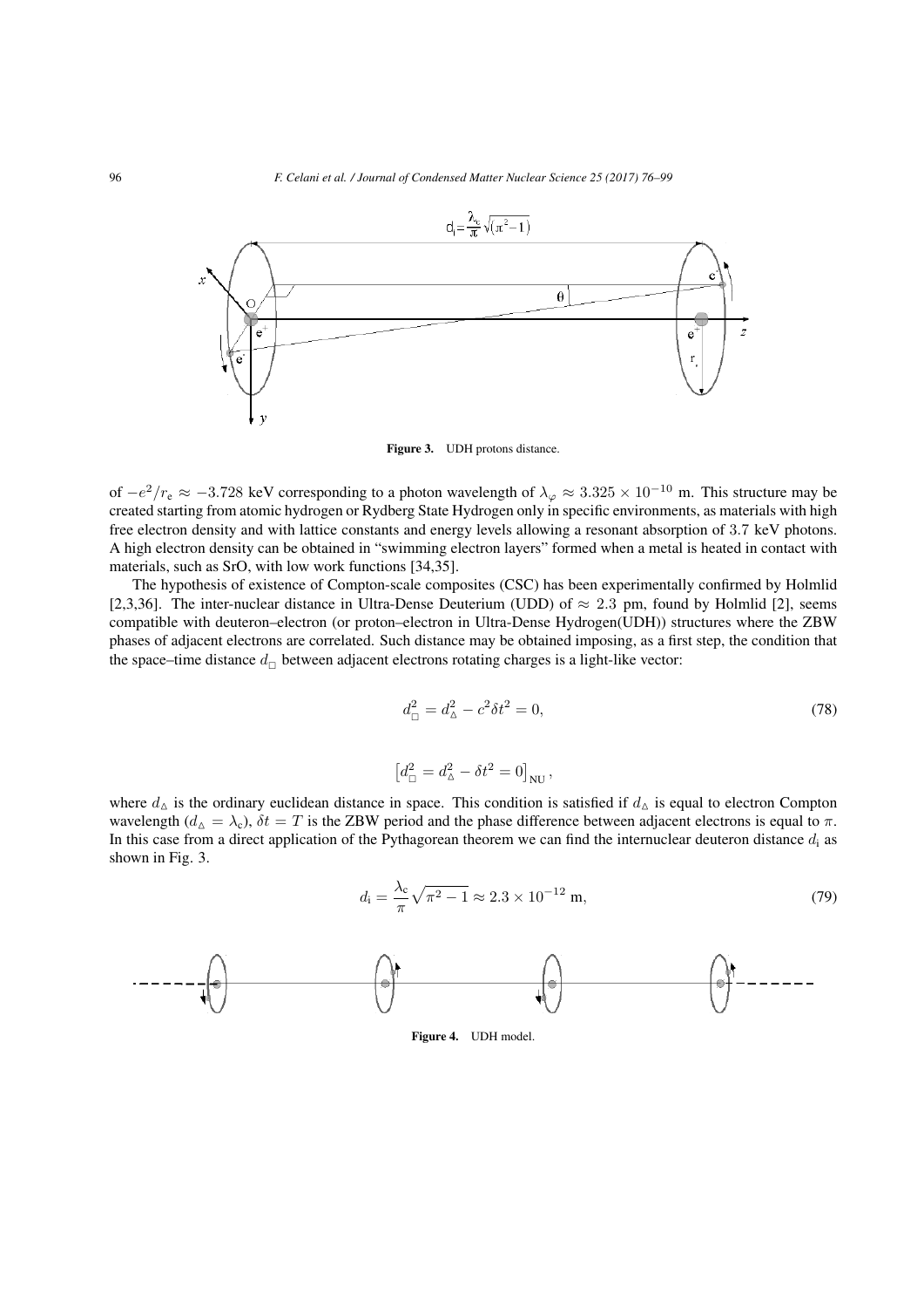Figure 3. UDH protons distance.

of $-e^2/r_e \approx -3.728$ keV corresponding to a photon wavelength of $\lambda_\varphi \approx 3.325 \times 10^{-10}$ m. This structure may be created starting from atomic hydrogen or Rydberg State Hydrogen only in specific environments, as materials with high free electron density and with lattice constants and energy levels allowing a resonant absorption of 3.7 keV photons. A high electron density can be obtained in "swimming electron layers" formed when a metal is heated in contact with materials, such as SrO, with low work functions [34,35].

The hypothesis of existence of Compton-scale composites (CSC) has been experimentally confirmed by Holmlid [2,3,36]. The inter-nuclear distance in Ultra-Dense Deuterium (UDD) of $\approx 2.3$ pm, found by Holmlid [2], seems compatible with deuteron–electron (or proton–electron in Ultra-Dense Hydrogen(UDH)) structures where the ZBW phases of adjacent electrons are correlated. Such distance may be obtained imposing, as a first step, the condition that the space–time distance $d_\square$ between adjacent electrons rotating charges is a light-like vector:

$$d_\square^2 = d_\vartriangle^2 - c^2 \delta t^2 = 0, \tag{78}$$

$$\left[d_\square^2 = d_\vartriangle^2 - \delta t^2 = 0\right]_{\text{NU}},$$

where $d_\vartriangle$ is the ordinary euclidean distance in space. This condition is satisfied if $d_\vartriangle$ is equal to electron Compton wavelength ($d_\vartriangle = \lambda_c$), $\delta t = T$ is the ZBW period and the phase difference between adjacent electrons is equal to $\pi$. In this case from a direct application of the Pythagorean theorem we can find the internuclear deuteron distance $d_i$ as shown in Fig. 3.

$$d_i = \frac{\lambda_c}{\pi}\sqrt{\pi^2 - 1} \approx 2.3 \times 10^{-12} \text{ m}, \tag{79}$$

Figure 4. UDH model.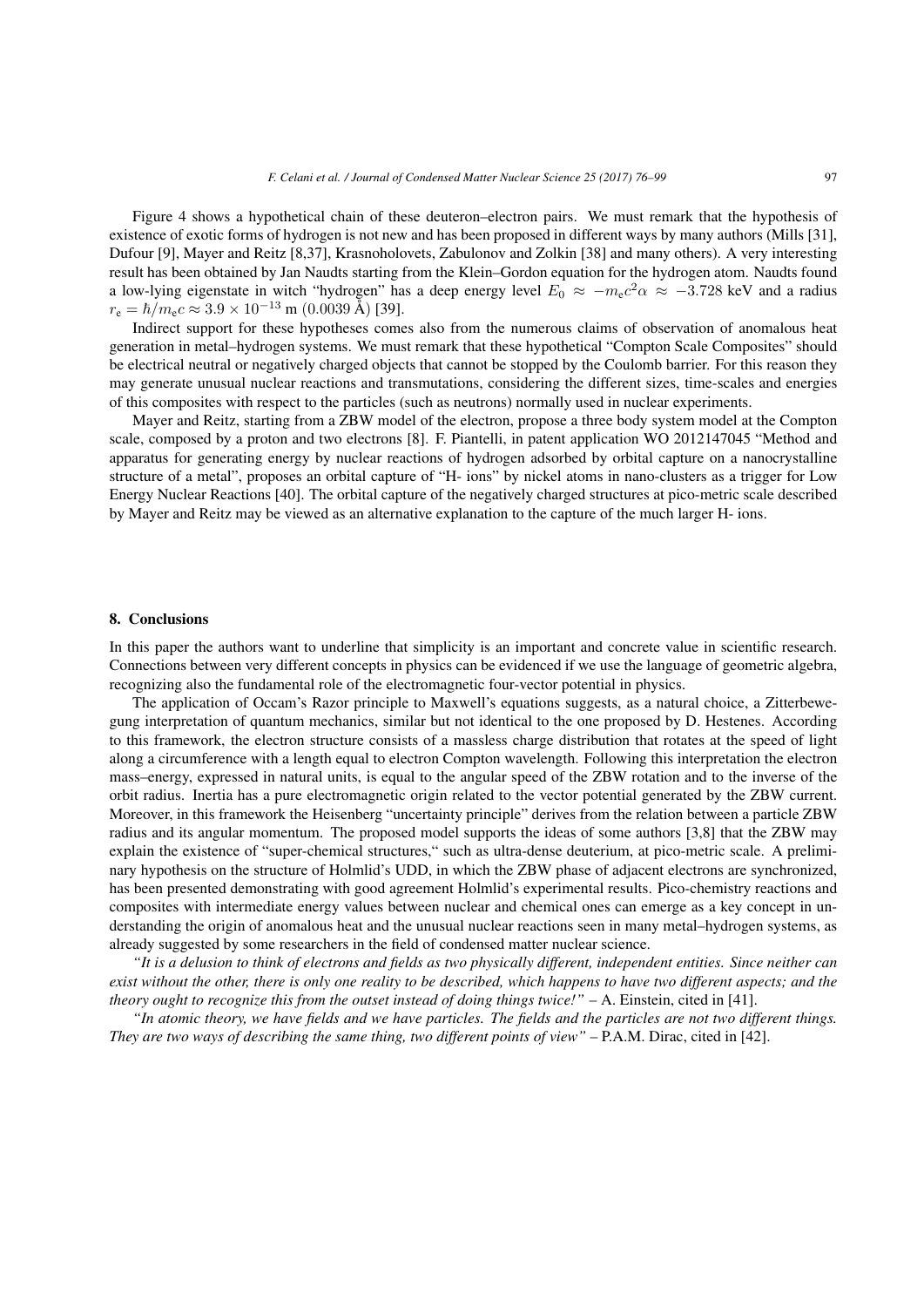Figure 4 shows a hypothetical chain of these deuteron–electron pairs. We must remark that the hypothesis of existence of exotic forms of hydrogen is not new and has been proposed in different ways by many authors (Mills [31], Dufour [9], Mayer and Reitz [8,37], Krasnoholovets, Zabulonov and Zolkin [38] and many others). A very interesting result has been obtained by Jan Naudts starting from the Klein–Gordon equation for the hydrogen atom. Naudts found a low-lying eigenstate in witch "hydrogen" has a deep energy level $E_0 \approx -m_e c^2 \alpha \approx -3.728$ keV and a radius $r_e = \hbar/m_e c \approx 3.9 \times 10^{-13}$ m (0.0039 Å) [39].

Indirect support for these hypotheses comes also from the numerous claims of observation of anomalous heat generation in metal–hydrogen systems. We must remark that these hypothetical "Compton Scale Composites" should be electrical neutral or negatively charged objects that cannot be stopped by the Coulomb barrier. For this reason they may generate unusual nuclear reactions and transmutations, considering the different sizes, time-scales and energies of this composites with respect to the particles (such as neutrons) normally used in nuclear experiments.

Mayer and Reitz, starting from a ZBW model of the electron, propose a three body system model at the Compton scale, composed by a proton and two electrons [8]. F. Piantelli, in patent application WO 2012147045 "Method and apparatus for generating energy by nuclear reactions of hydrogen adsorbed by orbital capture on a nanocrystalline structure of a metal", proposes an orbital capture of "H- ions" by nickel atoms in nano-clusters as a trigger for Low Energy Nuclear Reactions [40]. The orbital capture of the negatively charged structures at pico-metric scale described by Mayer and Reitz may be viewed as an alternative explanation to the capture of the much larger H- ions.

## 8. Conclusions

In this paper the authors want to underline that simplicity is an important and concrete value in scientific research. Connections between very different concepts in physics can be evidenced if we use the language of geometric algebra, recognizing also the fundamental role of the electromagnetic four-vector potential in physics.

The application of Occam's Razor principle to Maxwell's equations suggests, as a natural choice, a Zitterbewegung interpretation of quantum mechanics, similar but not identical to the one proposed by D. Hestenes. According to this framework, the electron structure consists of a massless charge distribution that rotates at the speed of light along a circumference with a length equal to electron Compton wavelength. Following this interpretation the electron mass–energy, expressed in natural units, is equal to the angular speed of the ZBW rotation and to the inverse of the orbit radius. Inertia has a pure electromagnetic origin related to the vector potential generated by the ZBW current. Moreover, in this framework the Heisenberg "uncertainty principle" derives from the relation between a particle ZBW radius and its angular momentum. The proposed model supports the ideas of some authors [3,8] that the ZBW may explain the existence of "super-chemical structures," such as ultra-dense deuterium, at pico-metric scale. A preliminary hypothesis on the structure of Holmlid's UDD, in which the ZBW phase of adjacent electrons are synchronized, has been presented demonstrating with good agreement Holmlid's experimental results. Pico-chemistry reactions and composites with intermediate energy values between nuclear and chemical ones can emerge as a key concept in understanding the origin of anomalous heat and the unusual nuclear reactions seen in many metal–hydrogen systems, as already suggested by some researchers in the field of condensed matter nuclear science.

*"It is a delusion to think of electrons and fields as two physically different, independent entities. Since neither can exist without the other, there is only one reality to be described, which happens to have two different aspects; and the theory ought to recognize this from the outset instead of doing things twice!"* – A. Einstein, cited in [41].

*"In atomic theory, we have fields and we have particles. The fields and the particles are not two different things. They are two ways of describing the same thing, two different points of view"* – P.A.M. Dirac, cited in [42].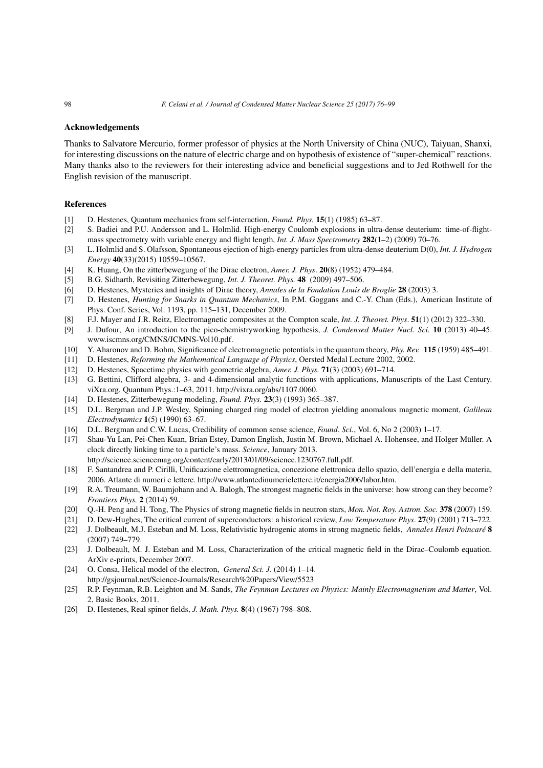## Acknowledgements

Thanks to Salvatore Mercurio, former professor of physics at the North University of China (NUC), Taiyuan, Shanxi, for interesting discussions on the nature of electric charge and on hypothesis of existence of "super-chemical" reactions. Many thanks also to the reviewers for their interesting advice and beneficial suggestions and to Jed Rothwell for the English revision of the manuscript.

## References

[1] D. Hestenes, Quantum mechanics from self-interaction, *Found. Phys.* **15**(1) (1985) 63–87.

[2] S. Badiei and P.U. Andersson and L. Holmlid. High-energy Coulomb explosions in ultra-dense deuterium: time-of-flight-mass spectrometry with variable energy and flight length, *Int. J. Mass Spectrometry* **282**(1–2) (2009) 70–76.

[3] L. Holmlid and S. Olafsson, Spontaneous ejection of high-energy particles from ultra-dense deuterium D(0), *Int. J. Hydrogen Energy* **40**(33)(2015) 10559–10567.

[4] K. Huang, On the zitterbewegung of the Dirac electron, *Amer. J. Phys*. **20**(8) (1952) 479–484.

[5] B.G. Sidharth, Revisiting Zitterbewegung, *Int. J. Theoret. Phys.* **48** (2009) 497–506.

[6] D. Hestenes, Mysteries and insights of Dirac theory, *Annales de la Fondation Louis de Broglie* **28** (2003) 3.

[7] D. Hestenes, *Hunting for Snarks in Quantum Mechanics*, In P.M. Goggans and C.-Y. Chan (Eds.), American Institute of Phys. Conf. Series, Vol. 1193, pp. 115–131, December 2009.

[8] F.J. Mayer and J.R. Reitz, Electromagnetic composites at the Compton scale, *Int. J. Theoret. Phys*. **51**(1) (2012) 322–330.

[9] J. Dufour, An introduction to the pico-chemistryworking hypothesis, *J. Condensed Matter Nucl. Sci.* **10** (2013) 40–45. www.iscmns.org/CMNS/JCMNS-Vol10.pdf.

[10] Y. Aharonov and D. Bohm, Significance of electromagnetic potentials in the quantum theory, *Phy. Rev.* **115** (1959) 485–491.

[11] D. Hestenes, *Reforming the Mathematical Language of Physics*, Oersted Medal Lecture 2002, 2002.

[12] D. Hestenes, Spacetime physics with geometric algebra, *Amer. J. Phys.* **71**(3) (2003) 691–714.

[13] G. Bettini, Clifford algebra, 3- and 4-dimensional analytic functions with applications, Manuscripts of the Last Century. viXra.org, Quantum Phys.:1–63, 2011. http://vixra.org/abs/1107.0060.

[14] D. Hestenes, Zitterbewegung modeling, *Found. Phys.* **23**(3) (1993) 365–387.

[15] D.L. Bergman and J.P. Wesley, Spinning charged ring model of electron yielding anomalous magnetic moment, *Galilean Electrodynamics* **1**(5) (1990) 63–67.

[16] D.L. Bergman and C.W. Lucas, Credibility of common sense science, *Found. Sci.*, Vol. 6, No 2 (2003) 1–17.

[17] Shau-Yu Lan, Pei-Chen Kuan, Brian Estey, Damon English, Justin M. Brown, Michael A. Hohensee, and Holger Müller. A clock directly linking time to a particle's mass. *Science*, January 2013. http://science.sciencemag.org/content/early/2013/01/09/science.1230767.full.pdf.

[18] F. Santandrea and P. Cirilli, Unificazione elettromagnetica, concezione elettronica dello spazio, dell'energia e della materia, 2006. Atlante di numeri e lettere. http://www.atlantedinumerielettere.it/energia2006/labor.htm.

[19] R.A. Treumann, W. Baumjohann and A. Balogh, The strongest magnetic fields in the universe: how strong can they become? *Frontiers Phys.* **2** (2014) 59.

[20] Q.-H. Peng and H. Tong, The Physics of strong magnetic fields in neutron stars, *Mon. Not. Roy. Astron. Soc.* **378** (2007) 159.

[21] D. Dew-Hughes, The critical current of superconductors: a historical review, *Low Temperature Phys*. **27**(9) (2001) 713–722.

[22] J. Dolbeault, M.J. Esteban and M. Loss, Relativistic hydrogenic atoms in strong magnetic fields, *Annales Henri Poincaré* **8** (2007) 749–779.

[23] J. Dolbeault, M. J. Esteban and M. Loss, Characterization of the critical magnetic field in the Dirac–Coulomb equation. ArXiv e-prints, December 2007.

[24] O. Consa, Helical model of the electron, *General Sci. J.* (2014) 1–14. http://gsjournal.net/Science-Journals/Research%20Papers/View/5523

[25] R.P. Feynman, R.B. Leighton and M. Sands, *The Feynman Lectures on Physics: Mainly Electromagnetism and Matter*, Vol. 2, Basic Books, 2011.

[26] D. Hestenes, Real spinor fields, *J. Math. Phys.* **8**(4) (1967) 798–808.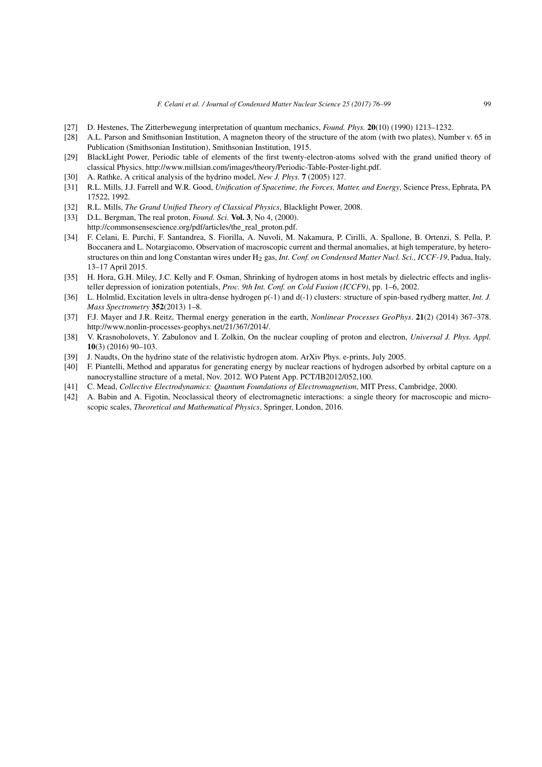[27] D. Hestenes, The Zitterbewegung interpretation of quantum mechanics, *Found. Phys.* **20**(10) (1990) 1213–1232.

[28] A.L. Parson and Smithsonian Institution, A magneton theory of the structure of the atom (with two plates), Number v. 65 in Publication (Smithsonian Institution), Smithsonian Institution, 1915.

[29] BlackLight Power, Periodic table of elements of the first twenty-electron-atoms solved with the grand unified theory of classical Physics. http://www.millsian.com/images/theory/Periodic-Table-Poster-light.pdf.

[30] A. Rathke, A critical analysis of the hydrino model, *New J. Phys.* **7** (2005) 127.

[31] R.L. Mills, J.J. Farrell and W.R. Good, *Unification of Spacetime, the Forces, Matter, and Energy*, Science Press, Ephrata, PA 17522, 1992.

[32] R.L. Mills, *The Grand Unified Theory of Classical Physics*, Blacklight Power, 2008.

[33] D.L. Bergman, The real proton, *Found. Sci.* **Vol. 3**, No 4, (2000). http://commonsensescience.org/pdf/articles/the_real_proton.pdf.

[34] F. Celani, E. Purchi, F. Santandrea, S. Fiorilla, A. Nuvoli, M. Nakamura, P. Cirilli, A. Spallone, B. Ortenzi, S. Pella, P. Boccanera and L. Notargiacomo, Observation of macroscopic current and thermal anomalies, at high temperature, by hetero-structures on thin and long Constantan wires under $H_2$ gas, *Int. Conf. on Condensed Matter Nucl. Sci., ICCF-19*, Padua, Italy, 13–17 April 2015.

[35] H. Hora, G.H. Miley, J.C. Kelly and F. Osman, Shrinking of hydrogen atoms in host metals by dielectric effects and inglis-teller depression of ionization potentials, *Proc. 9th Int. Conf. on Cold Fusion (ICCF9)*, pp. 1–6, 2002.

[36] L. Holmlid, Excitation levels in ultra-dense hydrogen p(-1) and d(-1) clusters: structure of spin-based rydberg matter, *Int. J. Mass Spectrometry* **352**(2013) 1–8.

[37] F.J. Mayer and J.R. Reitz, Thermal energy generation in the earth, *Nonlinear Processes GeoPhys*. **21**(2) (2014) 367–378. http://www.nonlin-processes-geophys.net/21/367/2014/.

[38] V. Krasnoholovets, Y. Zabulonov and I. Zolkin, On the nuclear coupling of proton and electron, *Universal J. Phys. Appl.* **10**(3) (2016) 90–103.

[39] J. Naudts, On the hydrino state of the relativistic hydrogen atom. ArXiv Phys. e-prints, July 2005.

[40] F. Piantelli, Method and apparatus for generating energy by nuclear reactions of hydrogen adsorbed by orbital capture on a nanocrystalline structure of a metal, Nov. 2012. WO Patent App. PCT/IB2012/052,100.

[41] C. Mead, *Collective Electrodynamics: Quantum Foundations of Electromagnetism*, MIT Press, Cambridge, 2000.

[42] A. Babin and A. Figotin, Neoclassical theory of electromagnetic interactions: a single theory for macroscopic and microscopic scales, *Theoretical and Mathematical Physics*, Springer, London, 2016.